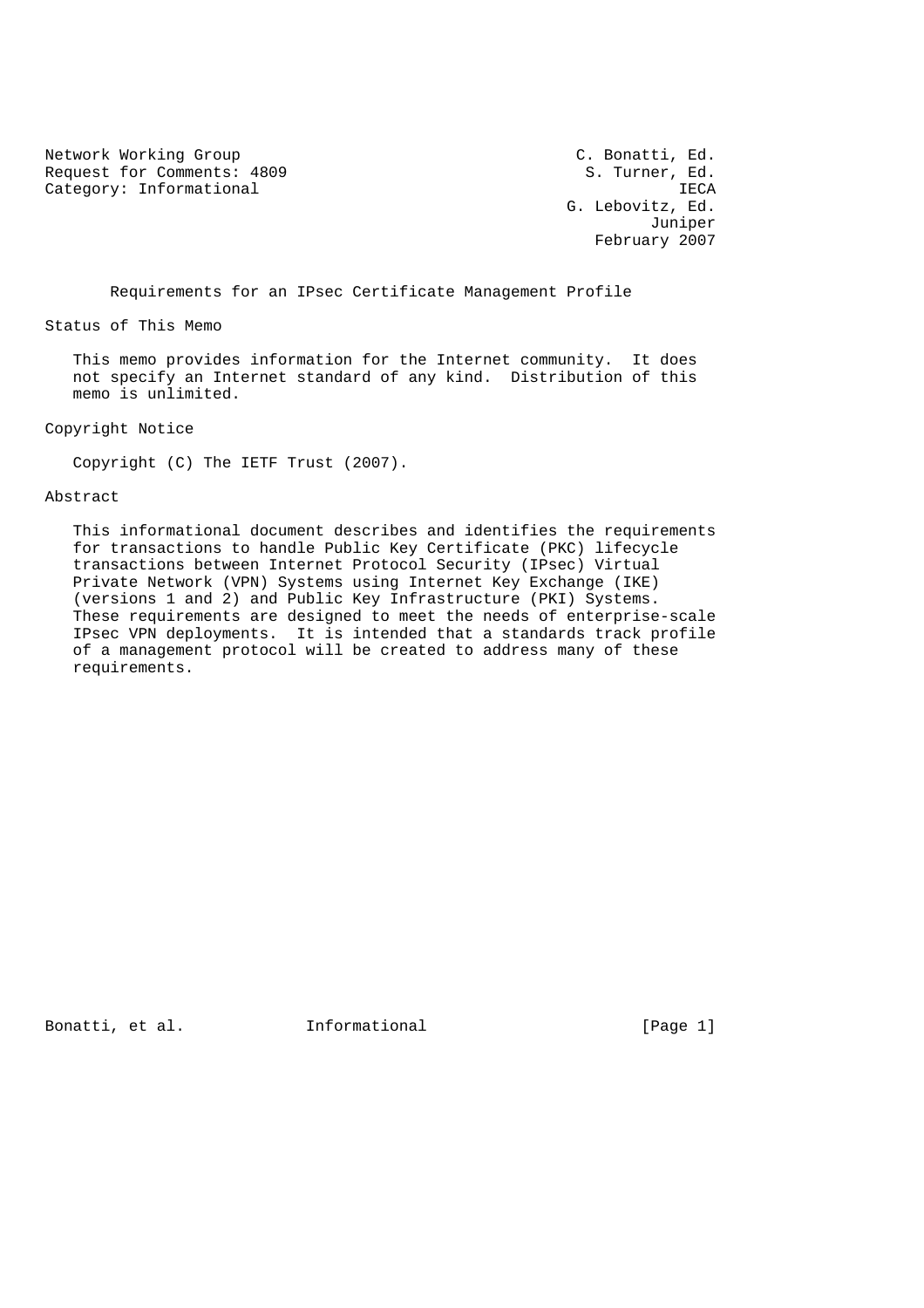Network Working Group — C. Bonatti, Ed.
Request for Comments: 4809 — S. Turner, Ed.
Category: Informational — IECA
G. Lebovitz, Ed.
Juniper
February 2007

# Requirements for an IPsec Certificate Management Profile

## Status of This Memo

This memo provides information for the Internet community. It does not specify an Internet standard of any kind. Distribution of this memo is unlimited.

## Copyright Notice

Copyright (C) The IETF Trust (2007).

## Abstract

This informational document describes and identifies the requirements for transactions to handle Public Key Certificate (PKC) lifecycle transactions between Internet Protocol Security (IPsec) Virtual Private Network (VPN) Systems using Internet Key Exchange (IKE) (versions 1 and 2) and Public Key Infrastructure (PKI) Systems. These requirements are designed to meet the needs of enterprise-scale IPsec VPN deployments. It is intended that a standards track profile of a management protocol will be created to address many of these requirements.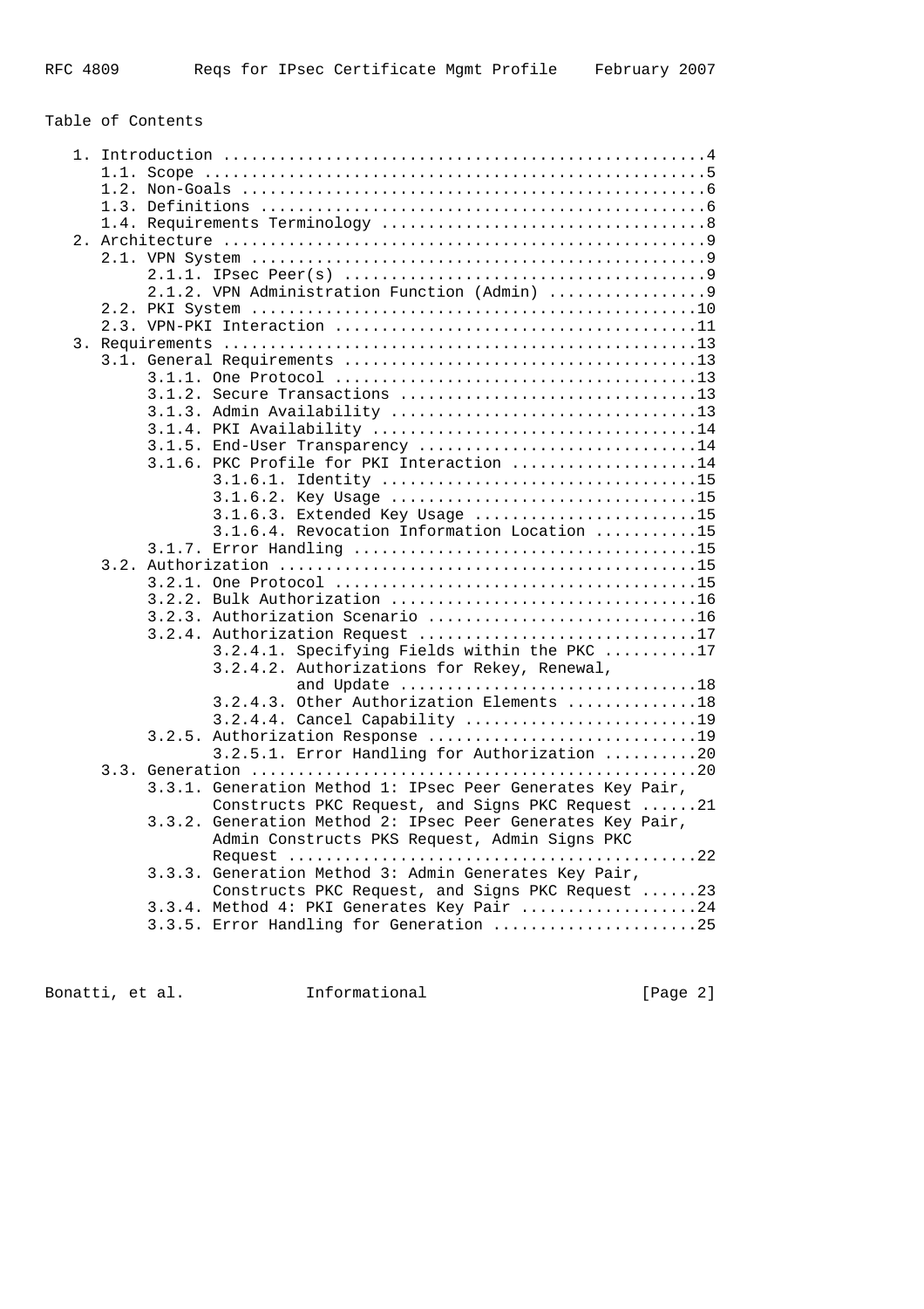## Table of Contents

```
   1. Introduction ....................................................4
      1.1. Scope ......................................................5
      1.2. Non-Goals ..................................................6
      1.3. Definitions ................................................6
      1.4. Requirements Terminology ...................................8
   2. Architecture ....................................................9
      2.1. VPN System .................................................9
           2.1.1. IPsec Peer(s) .......................................9
           2.1.2. VPN Administration Function (Admin) .................9
      2.2. PKI System ................................................10
      2.3. VPN-PKI Interaction .......................................11
   3. Requirements ...................................................13
      3.1. General Requirements ......................................13
           3.1.1. One Protocol .......................................13
           3.1.2. Secure Transactions ................................13
           3.1.3. Admin Availability .................................13
           3.1.4. PKI Availability ...................................14
           3.1.5. End-User Transparency ..............................14
           3.1.6. PKC Profile for PKI Interaction ....................14
                  3.1.6.1. Identity ..................................15
                  3.1.6.2. Key Usage .................................15
                  3.1.6.3. Extended Key Usage ........................15
                  3.1.6.4. Revocation Information Location ...........15
           3.1.7. Error Handling .....................................15
      3.2. Authorization .............................................15
           3.2.1. One Protocol .......................................15
           3.2.2. Bulk Authorization .................................16
           3.2.3. Authorization Scenario .............................16
           3.2.4. Authorization Request ..............................17
                  3.2.4.1. Specifying Fields within the PKC ..........17
                  3.2.4.2. Authorizations for Rekey, Renewal,
                           and Update ................................18
                  3.2.4.3. Other Authorization Elements ..............18
                  3.2.4.4. Cancel Capability .........................19
           3.2.5. Authorization Response .............................19
                  3.2.5.1. Error Handling for Authorization ..........20
      3.3. Generation ................................................20
           3.3.1. Generation Method 1: IPsec Peer Generates Key Pair,
                  Constructs PKC Request, and Signs PKC Request ......21
           3.3.2. Generation Method 2: IPsec Peer Generates Key Pair,
                  Admin Constructs PKS Request, Admin Signs PKC
                  Request ............................................22
           3.3.3. Generation Method 3: Admin Generates Key Pair,
                  Constructs PKC Request, and Signs PKC Request ......23
           3.3.4. Method 4: PKI Generates Key Pair ...................24
           3.3.5. Error Handling for Generation ......................25
```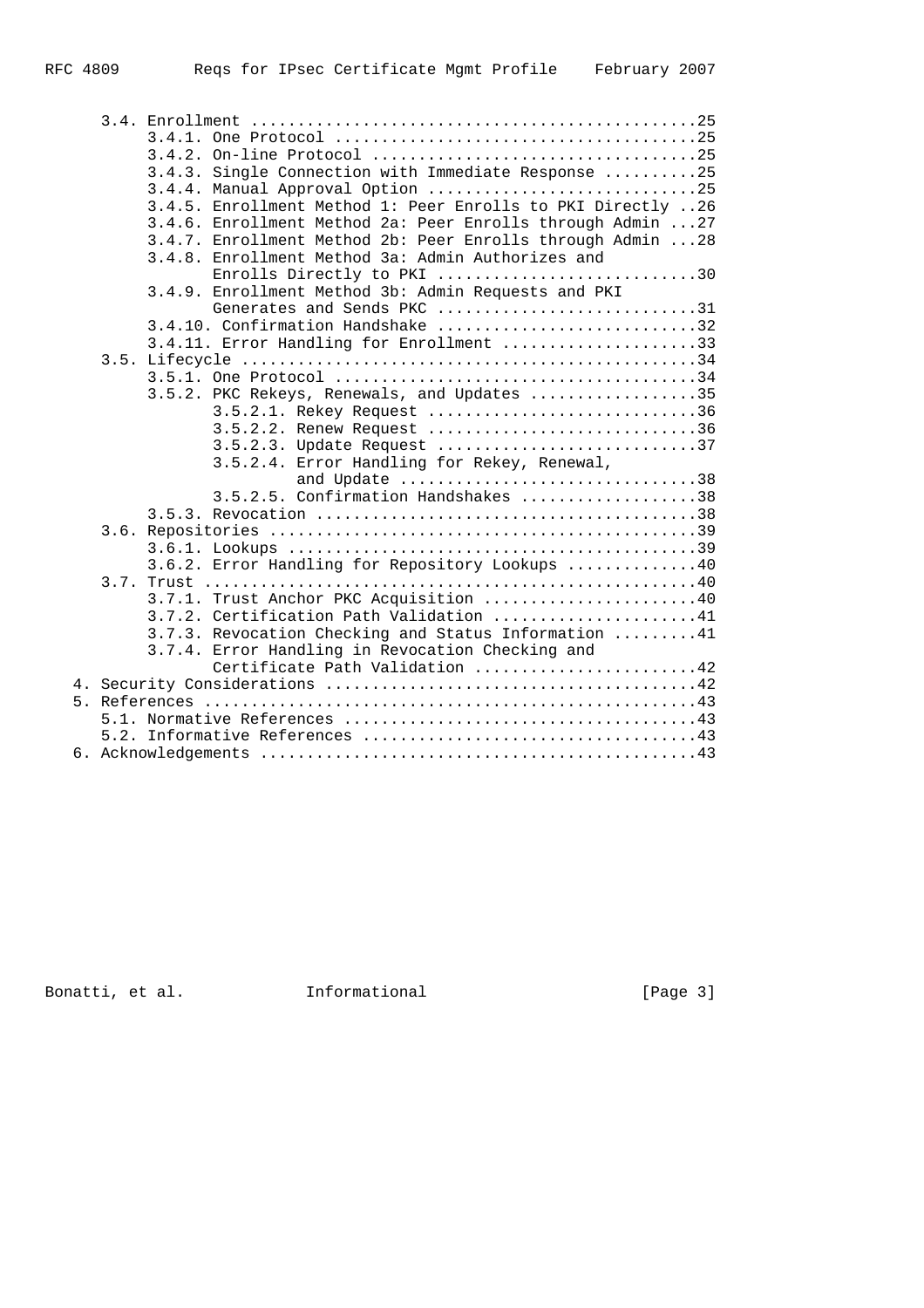```
      3.4. Enrollment ................................................25
           3.4.1. One Protocol ......................................25
           3.4.2. On-line Protocol ..................................25
           3.4.3. Single Connection with Immediate Response ..........25
           3.4.4. Manual Approval Option ............................25
           3.4.5. Enrollment Method 1: Peer Enrolls to PKI Directly ..26
           3.4.6. Enrollment Method 2a: Peer Enrolls through Admin ...27
           3.4.7. Enrollment Method 2b: Peer Enrolls through Admin ...28
           3.4.8. Enrollment Method 3a: Admin Authorizes and
                  Enrolls Directly to PKI ...........................30
           3.4.9. Enrollment Method 3b: Admin Requests and PKI
                  Generates and Sends PKC ...........................31
           3.4.10. Confirmation Handshake ...........................32
           3.4.11. Error Handling for Enrollment ....................33
      3.5. Lifecycle .................................................34
           3.5.1. One Protocol ......................................34
           3.5.2. PKC Rekeys, Renewals, and Updates .................35
                  3.5.2.1. Rekey Request ............................36
                  3.5.2.2. Renew Request ............................36
                  3.5.2.3. Update Request ...........................37
                  3.5.2.4. Error Handling for Rekey, Renewal,
                           and Update ...............................38
                  3.5.2.5. Confirmation Handshakes ..................38
           3.5.3. Revocation ........................................38
      3.6. Repositories ..............................................39
           3.6.1. Lookups ...........................................39
           3.6.2. Error Handling for Repository Lookups .............40
      3.7. Trust .....................................................40
           3.7.1. Trust Anchor PKC Acquisition ......................40
           3.7.2. Certification Path Validation .....................41
           3.7.3. Revocation Checking and Status Information ........41
           3.7.4. Error Handling in Revocation Checking and
                  Certificate Path Validation .......................42
   4. Security Considerations ........................................42
   5. References .....................................................43
      5.1. Normative References ......................................43
      5.2. Informative References ....................................43
   6. Acknowledgements ...............................................43
```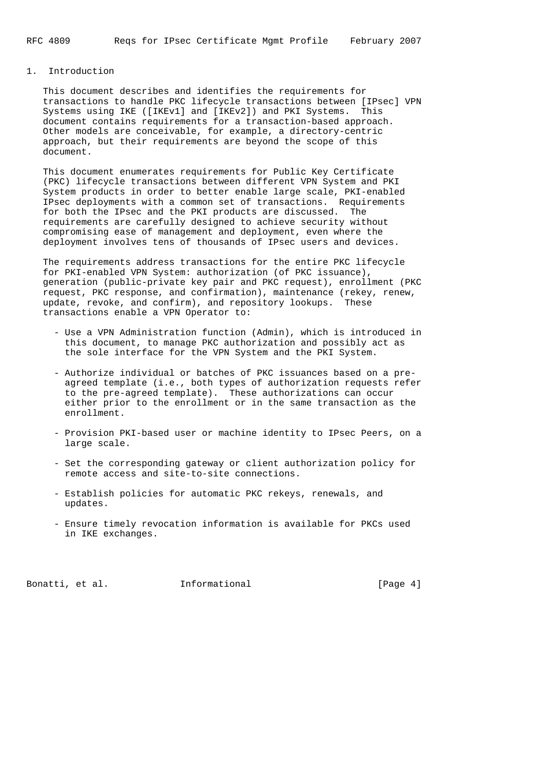## 1. Introduction

This document describes and identifies the requirements for transactions to handle PKC lifecycle transactions between [IPsec] VPN Systems using IKE ([IKEv1] and [IKEv2]) and PKI Systems. This document contains requirements for a transaction-based approach. Other models are conceivable, for example, a directory-centric approach, but their requirements are beyond the scope of this document.

This document enumerates requirements for Public Key Certificate (PKC) lifecycle transactions between different VPN System and PKI System products in order to better enable large scale, PKI-enabled IPsec deployments with a common set of transactions. Requirements for both the IPsec and the PKI products are discussed. The requirements are carefully designed to achieve security without compromising ease of management and deployment, even where the deployment involves tens of thousands of IPsec users and devices.

The requirements address transactions for the entire PKC lifecycle for PKI-enabled VPN System: authorization (of PKC issuance), generation (public-private key pair and PKC request), enrollment (PKC request, PKC response, and confirmation), maintenance (rekey, renew, update, revoke, and confirm), and repository lookups. These transactions enable a VPN Operator to:

- Use a VPN Administration function (Admin), which is introduced in this document, to manage PKC authorization and possibly act as the sole interface for the VPN System and the PKI System.

- Authorize individual or batches of PKC issuances based on a pre-agreed template (i.e., both types of authorization requests refer to the pre-agreed template). These authorizations can occur either prior to the enrollment or in the same transaction as the enrollment.

- Provision PKI-based user or machine identity to IPsec Peers, on a large scale.

- Set the corresponding gateway or client authorization policy for remote access and site-to-site connections.

- Establish policies for automatic PKC rekeys, renewals, and updates.

- Ensure timely revocation information is available for PKCs used in IKE exchanges.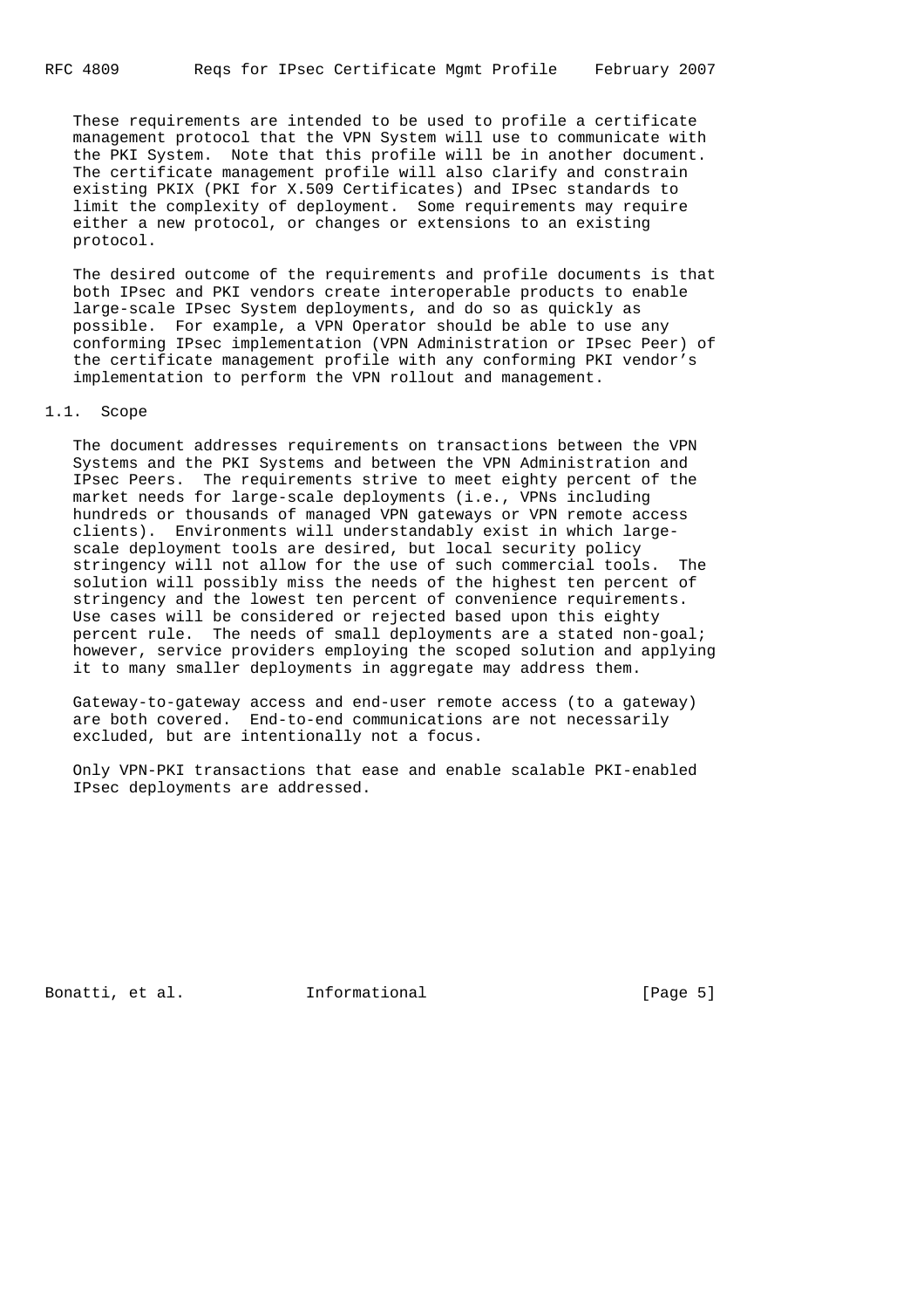These requirements are intended to be used to profile a certificate management protocol that the VPN System will use to communicate with the PKI System. Note that this profile will be in another document. The certificate management profile will also clarify and constrain existing PKIX (PKI for X.509 Certificates) and IPsec standards to limit the complexity of deployment. Some requirements may require either a new protocol, or changes or extensions to an existing protocol.

The desired outcome of the requirements and profile documents is that both IPsec and PKI vendors create interoperable products to enable large-scale IPsec System deployments, and do so as quickly as possible. For example, a VPN Operator should be able to use any conforming IPsec implementation (VPN Administration or IPsec Peer) of the certificate management profile with any conforming PKI vendor's implementation to perform the VPN rollout and management.

## 1.1. Scope

The document addresses requirements on transactions between the VPN Systems and the PKI Systems and between the VPN Administration and IPsec Peers. The requirements strive to meet eighty percent of the market needs for large-scale deployments (i.e., VPNs including hundreds or thousands of managed VPN gateways or VPN remote access clients). Environments will understandably exist in which large-scale deployment tools are desired, but local security policy stringency will not allow for the use of such commercial tools. The solution will possibly miss the needs of the highest ten percent of stringency and the lowest ten percent of convenience requirements. Use cases will be considered or rejected based upon this eighty percent rule. The needs of small deployments are a stated non-goal; however, service providers employing the scoped solution and applying it to many smaller deployments in aggregate may address them.

Gateway-to-gateway access and end-user remote access (to a gateway) are both covered. End-to-end communications are not necessarily excluded, but are intentionally not a focus.

Only VPN-PKI transactions that ease and enable scalable PKI-enabled IPsec deployments are addressed.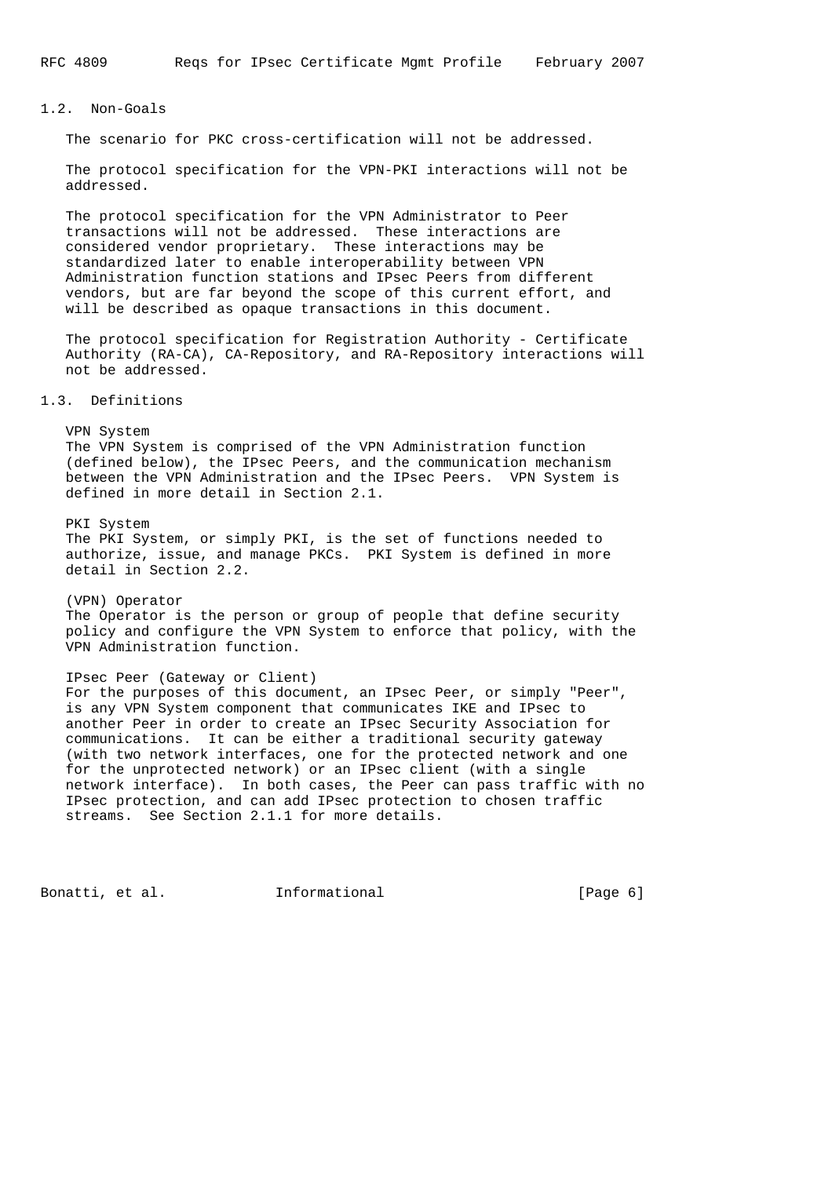## 1.2. Non-Goals

The scenario for PKC cross-certification will not be addressed.

The protocol specification for the VPN-PKI interactions will not be addressed.

The protocol specification for the VPN Administrator to Peer transactions will not be addressed. These interactions are considered vendor proprietary. These interactions may be standardized later to enable interoperability between VPN Administration function stations and IPsec Peers from different vendors, but are far beyond the scope of this current effort, and will be described as opaque transactions in this document.

The protocol specification for Registration Authority - Certificate Authority (RA-CA), CA-Repository, and RA-Repository interactions will not be addressed.

## 1.3. Definitions

VPN System
The VPN System is comprised of the VPN Administration function (defined below), the IPsec Peers, and the communication mechanism between the VPN Administration and the IPsec Peers. VPN System is defined in more detail in Section 2.1.

PKI System
The PKI System, or simply PKI, is the set of functions needed to authorize, issue, and manage PKCs. PKI System is defined in more detail in Section 2.2.

(VPN) Operator
The Operator is the person or group of people that define security policy and configure the VPN System to enforce that policy, with the VPN Administration function.

IPsec Peer (Gateway or Client)
For the purposes of this document, an IPsec Peer, or simply "Peer", is any VPN System component that communicates IKE and IPsec to another Peer in order to create an IPsec Security Association for communications. It can be either a traditional security gateway (with two network interfaces, one for the protected network and one for the unprotected network) or an IPsec client (with a single network interface). In both cases, the Peer can pass traffic with no IPsec protection, and can add IPsec protection to chosen traffic streams. See Section 2.1.1 for more details.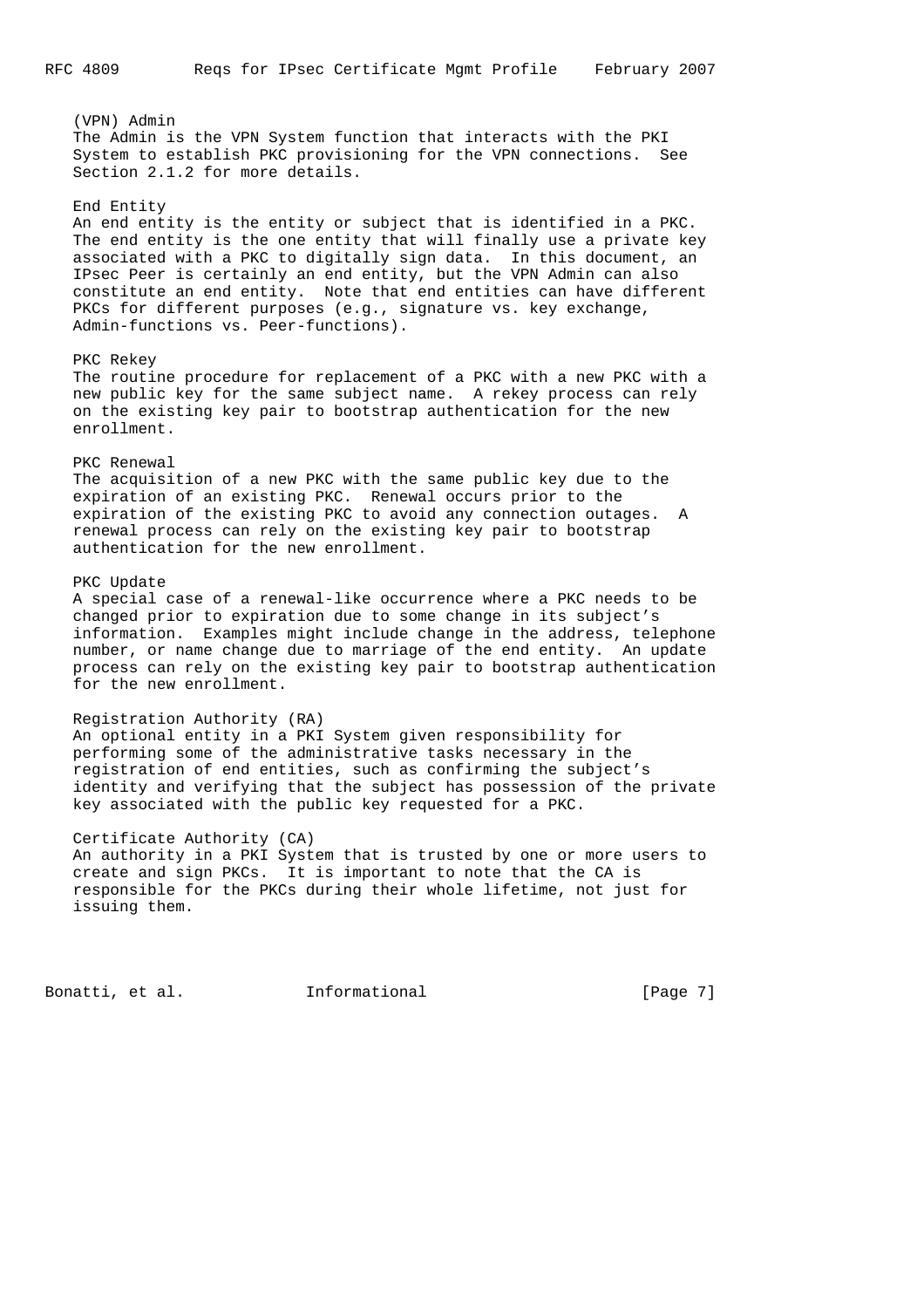(VPN) Admin

The Admin is the VPN System function that interacts with the PKI System to establish PKC provisioning for the VPN connections. See Section 2.1.2 for more details.

End Entity

An end entity is the entity or subject that is identified in a PKC. The end entity is the one entity that will finally use a private key associated with a PKC to digitally sign data. In this document, an IPsec Peer is certainly an end entity, but the VPN Admin can also constitute an end entity. Note that end entities can have different PKCs for different purposes (e.g., signature vs. key exchange, Admin-functions vs. Peer-functions).

PKC Rekey

The routine procedure for replacement of a PKC with a new PKC with a new public key for the same subject name. A rekey process can rely on the existing key pair to bootstrap authentication for the new enrollment.

PKC Renewal

The acquisition of a new PKC with the same public key due to the expiration of an existing PKC. Renewal occurs prior to the expiration of the existing PKC to avoid any connection outages. A renewal process can rely on the existing key pair to bootstrap authentication for the new enrollment.

PKC Update

A special case of a renewal-like occurrence where a PKC needs to be changed prior to expiration due to some change in its subject's information. Examples might include change in the address, telephone number, or name change due to marriage of the end entity. An update process can rely on the existing key pair to bootstrap authentication for the new enrollment.

Registration Authority (RA)

An optional entity in a PKI System given responsibility for performing some of the administrative tasks necessary in the registration of end entities, such as confirming the subject's identity and verifying that the subject has possession of the private key associated with the public key requested for a PKC.

Certificate Authority (CA)

An authority in a PKI System that is trusted by one or more users to create and sign PKCs. It is important to note that the CA is responsible for the PKCs during their whole lifetime, not just for issuing them.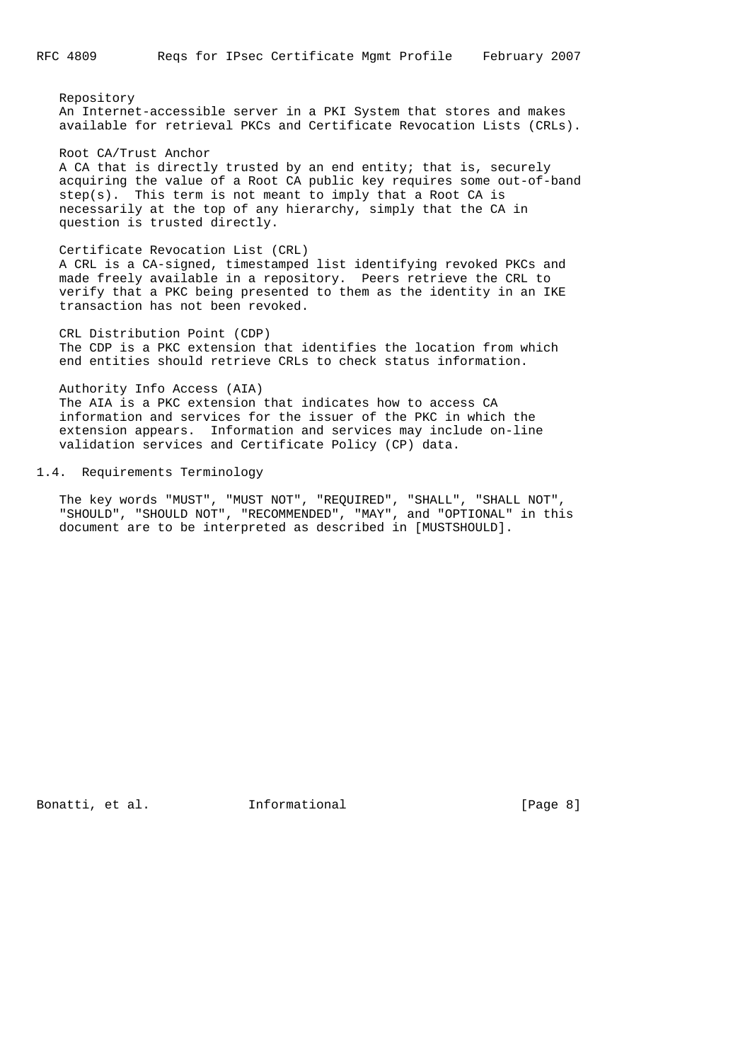Repository
An Internet-accessible server in a PKI System that stores and makes available for retrieval PKCs and Certificate Revocation Lists (CRLs).

Root CA/Trust Anchor
A CA that is directly trusted by an end entity; that is, securely acquiring the value of a Root CA public key requires some out-of-band step(s). This term is not meant to imply that a Root CA is necessarily at the top of any hierarchy, simply that the CA in question is trusted directly.

Certificate Revocation List (CRL)
A CRL is a CA-signed, timestamped list identifying revoked PKCs and made freely available in a repository. Peers retrieve the CRL to verify that a PKC being presented to them as the identity in an IKE transaction has not been revoked.

CRL Distribution Point (CDP)
The CDP is a PKC extension that identifies the location from which end entities should retrieve CRLs to check status information.

Authority Info Access (AIA)
The AIA is a PKC extension that indicates how to access CA information and services for the issuer of the PKC in which the extension appears. Information and services may include on-line validation services and Certificate Policy (CP) data.

### 1.4. Requirements Terminology

The key words "MUST", "MUST NOT", "REQUIRED", "SHALL", "SHALL NOT", "SHOULD", "SHOULD NOT", "RECOMMENDED", "MAY", and "OPTIONAL" in this document are to be interpreted as described in [MUSTSHOULD].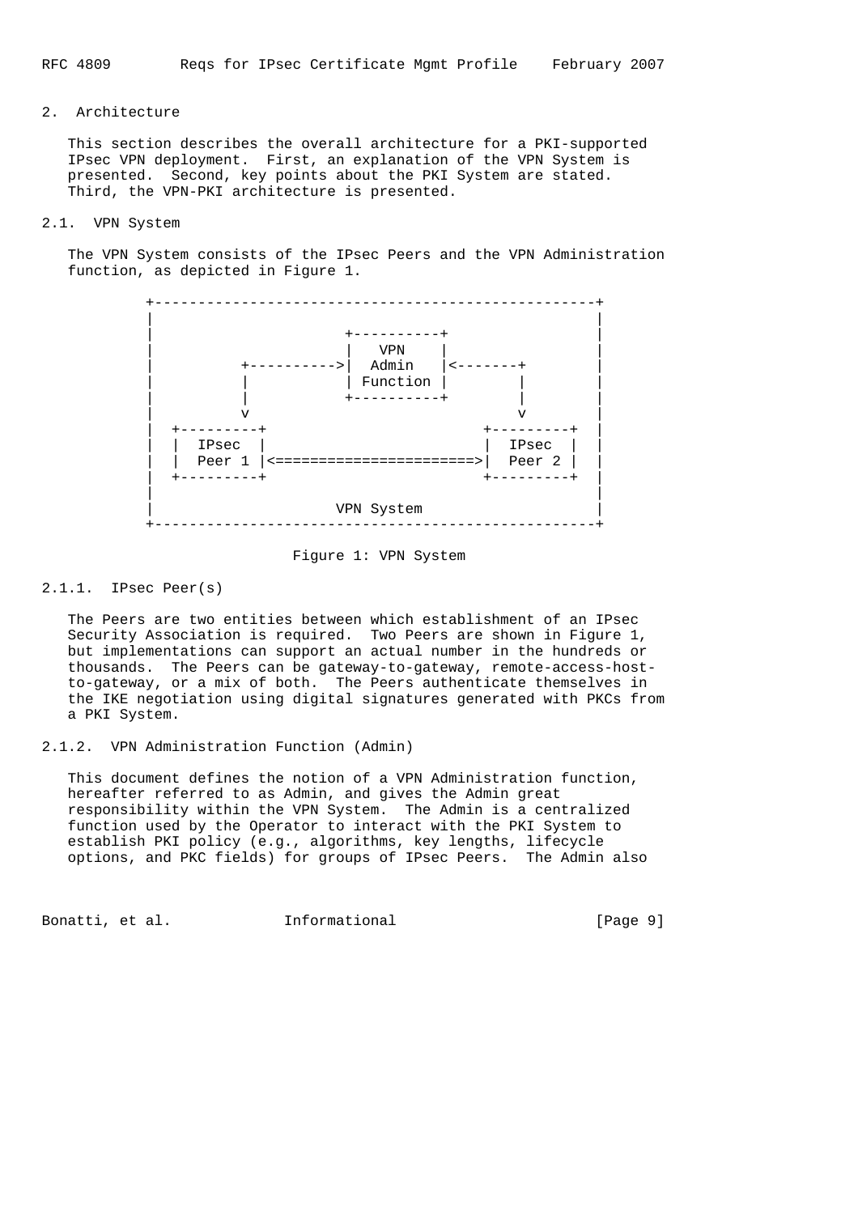## 2. Architecture

This section describes the overall architecture for a PKI-supported IPsec VPN deployment. First, an explanation of the VPN System is presented. Second, key points about the PKI System are stated. Third, the VPN-PKI architecture is presented.

### 2.1. VPN System

The VPN System consists of the IPsec Peers and the VPN Administration function, as depicted in Figure 1.

```
+---------------------------------------------------+
|                                                   |
|                      +----------+                 |
|                      |   VPN    |                 |
|          +---------->|  Admin   |<-------+        |
|          |           | Function |        |        |
|          |           +----------+        |        |
|          v                               v        |
|  +---------+                         +---------+  |
|  | IPsec   |                         | IPsec   |  |
|  | Peer 1  |<=======================>| Peer 2  |  |
|  +---------+                         +---------+  |
|                                                   |
|                     VPN System                    |
+---------------------------------------------------+
```

Figure 1: VPN System

#### 2.1.1. IPsec Peer(s)

The Peers are two entities between which establishment of an IPsec Security Association is required. Two Peers are shown in Figure 1, but implementations can support an actual number in the hundreds or thousands. The Peers can be gateway-to-gateway, remote-access-host-to-gateway, or a mix of both. The Peers authenticate themselves in the IKE negotiation using digital signatures generated with PKCs from a PKI System.

#### 2.1.2. VPN Administration Function (Admin)

This document defines the notion of a VPN Administration function, hereafter referred to as Admin, and gives the Admin great responsibility within the VPN System. The Admin is a centralized function used by the Operator to interact with the PKI System to establish PKI policy (e.g., algorithms, key lengths, lifecycle options, and PKC fields) for groups of IPsec Peers. The Admin also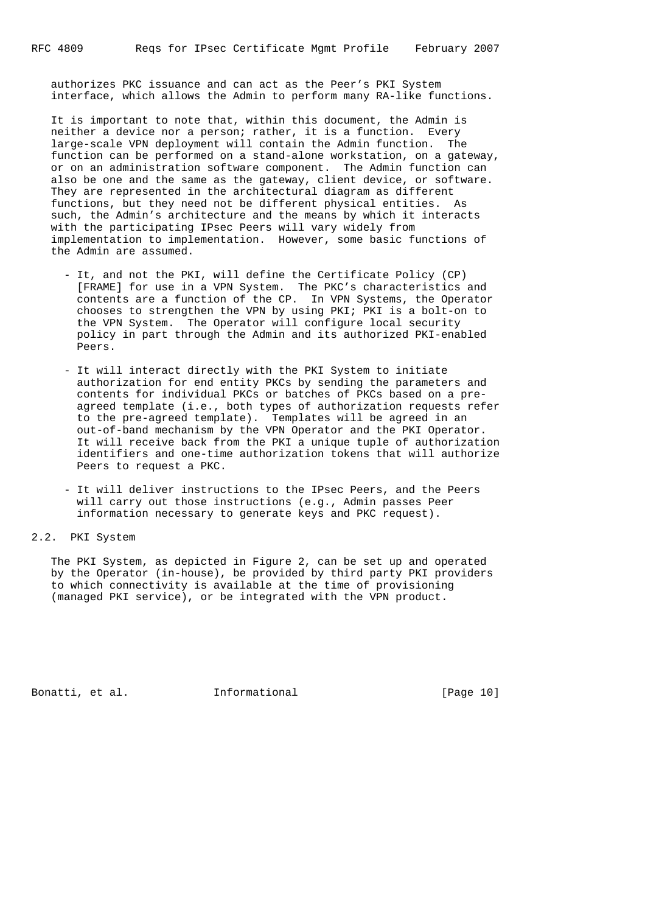authorizes PKC issuance and can act as the Peer's PKI System interface, which allows the Admin to perform many RA-like functions.

It is important to note that, within this document, the Admin is neither a device nor a person; rather, it is a function. Every large-scale VPN deployment will contain the Admin function. The function can be performed on a stand-alone workstation, on a gateway, or on an administration software component. The Admin function can also be one and the same as the gateway, client device, or software. They are represented in the architectural diagram as different functions, but they need not be different physical entities. As such, the Admin's architecture and the means by which it interacts with the participating IPsec Peers will vary widely from implementation to implementation. However, some basic functions of the Admin are assumed.

- It, and not the PKI, will define the Certificate Policy (CP) [FRAME] for use in a VPN System. The PKC's characteristics and contents are a function of the CP. In VPN Systems, the Operator chooses to strengthen the VPN by using PKI; PKI is a bolt-on to the VPN System. The Operator will configure local security policy in part through the Admin and its authorized PKI-enabled Peers.

- It will interact directly with the PKI System to initiate authorization for end entity PKCs by sending the parameters and contents for individual PKCs or batches of PKCs based on a pre-agreed template (i.e., both types of authorization requests refer to the pre-agreed template). Templates will be agreed in an out-of-band mechanism by the VPN Operator and the PKI Operator. It will receive back from the PKI a unique tuple of authorization identifiers and one-time authorization tokens that will authorize Peers to request a PKC.

- It will deliver instructions to the IPsec Peers, and the Peers will carry out those instructions (e.g., Admin passes Peer information necessary to generate keys and PKC request).

## 2.2. PKI System

The PKI System, as depicted in Figure 2, can be set up and operated by the Operator (in-house), be provided by third party PKI providers to which connectivity is available at the time of provisioning (managed PKI service), or be integrated with the VPN product.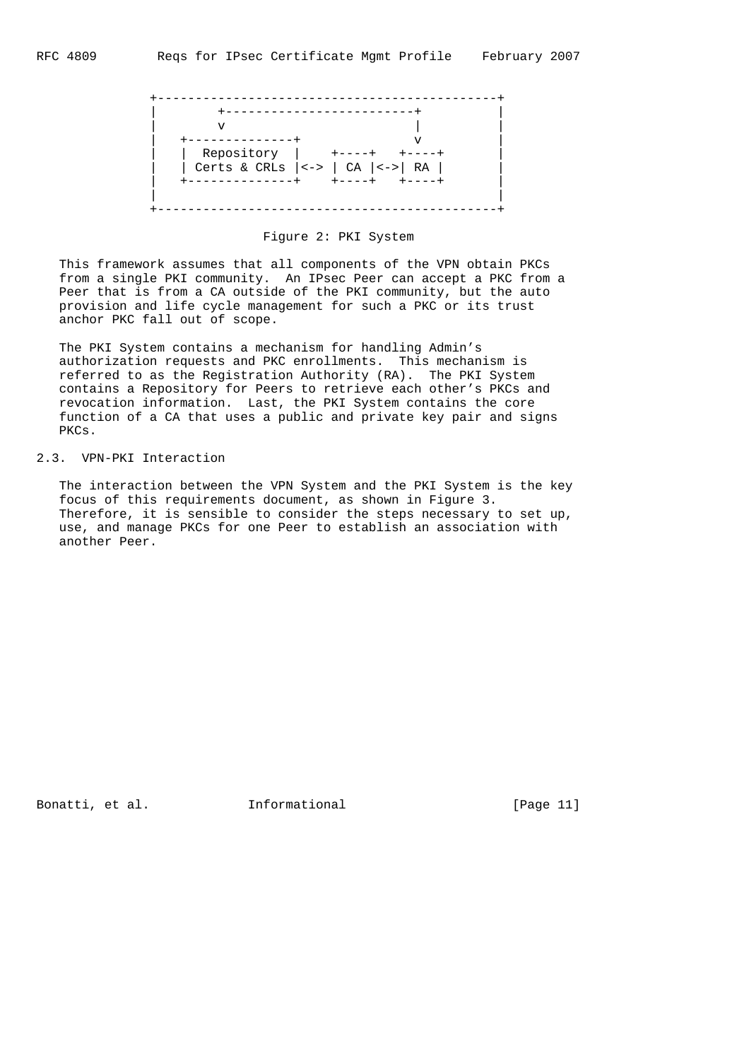```
      +---------------------------------------------+
      |        +-------------------------+          |
      |        v                         |          |
      |   +--------------+               v          |
      |   |  Repository  |     +----+   +----+      |
      |   | Certs & CRLs |<-> | CA |<->| RA |      |
      |   +--------------+     +----+   +----+      |
      |                                             |
      +---------------------------------------------+
```

Figure 2: PKI System

This framework assumes that all components of the VPN obtain PKCs from a single PKI community. An IPsec Peer can accept a PKC from a Peer that is from a CA outside of the PKI community, but the auto provision and life cycle management for such a PKC or its trust anchor PKC fall out of scope.

The PKI System contains a mechanism for handling Admin's authorization requests and PKC enrollments. This mechanism is referred to as the Registration Authority (RA). The PKI System contains a Repository for Peers to retrieve each other's PKCs and revocation information. Last, the PKI System contains the core function of a CA that uses a public and private key pair and signs PKCs.

## 2.3. VPN-PKI Interaction

The interaction between the VPN System and the PKI System is the key focus of this requirements document, as shown in Figure 3. Therefore, it is sensible to consider the steps necessary to set up, use, and manage PKCs for one Peer to establish an association with another Peer.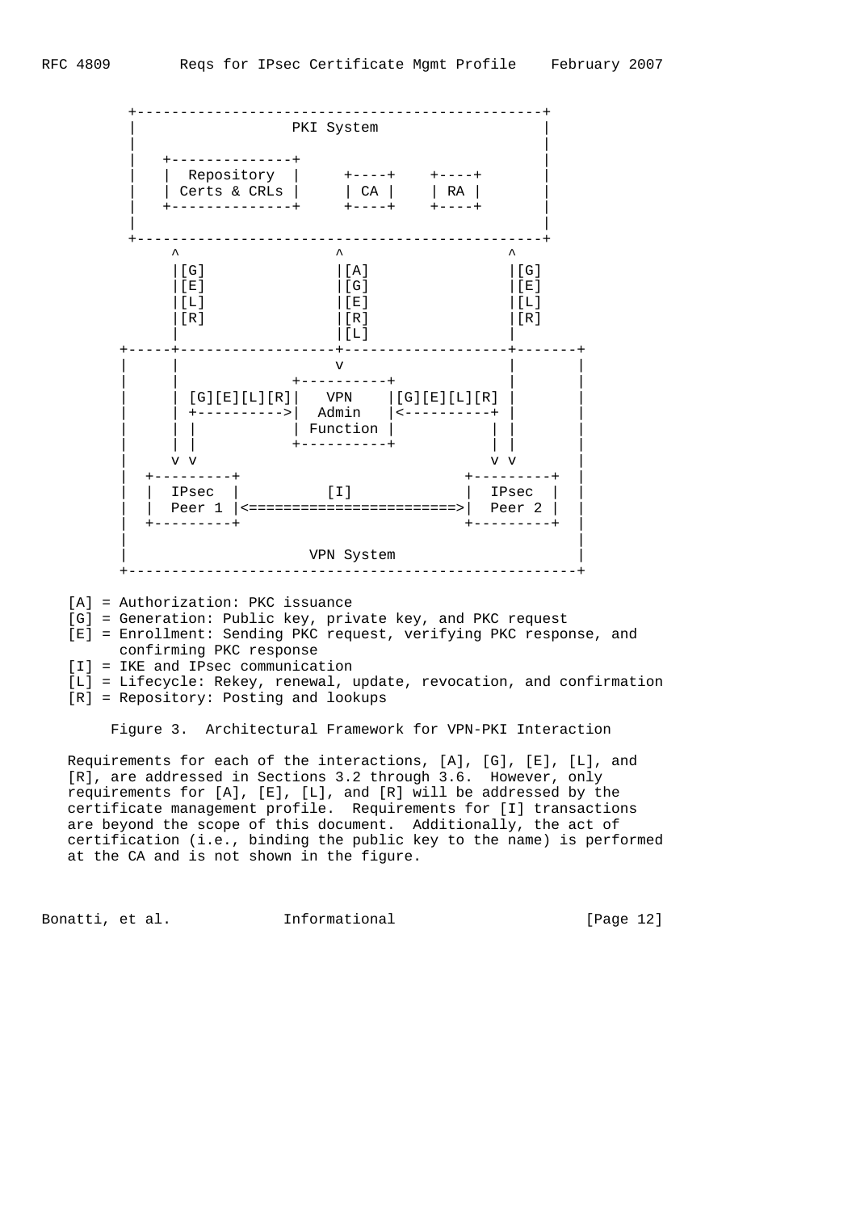```
          +------------------------------------------------+
          |                  PKI System                    |
          |                                                |
          |   +--------------+                             |
          |   |  Repository  |     +----+    +----+        |
          |   | Certs & CRLs |     | CA |    | RA |        |
          |   +--------------+     +----+    +----+        |
          |                                                |
          +------------------------------------------------+
               ^                  ^                   ^
               |[G]               |[A]                |[G]
               |[E]               |[G]                |[E]
               |[L]               |[E]                |[L]
               |[R]               |[R]                |[R]
               |                  |[L]                |
         +-----+------------------+-------------------+-------+
         |     |                  v                   |       |
         |     |            +----------+              |       |
         |     | [G][E][L][R]|   VPN    |[G][E][L][R] |       |
         |     | +---------->|  Admin   |<----------+ |       |
         |     | |           | Function |           | |       |
         |     | |           +----------+           | |       |
         |     v v                                  v v       |
         |  +---------+                         +---------+   |
         |  |  IPsec  |          [I]            |  IPsec  |   |
         |  |  Peer 1 |<=======================>|  Peer 2 |   |
         |  +---------+                         +---------+   |
         |                                                    |
         |                     VPN System                     |
         +----------------------------------------------------+
```

[A] = Authorization: PKC issuance
[G] = Generation: Public key, private key, and PKC request
[E] = Enrollment: Sending PKC request, verifying PKC response, and confirming PKC response
[I] = IKE and IPsec communication
[L] = Lifecycle: Rekey, renewal, update, revocation, and confirmation
[R] = Repository: Posting and lookups

Figure 3. Architectural Framework for VPN-PKI Interaction

Requirements for each of the interactions, [A], [G], [E], [L], and [R], are addressed in Sections 3.2 through 3.6. However, only requirements for [A], [E], [L], and [R] will be addressed by the certificate management profile. Requirements for [I] transactions are beyond the scope of this document. Additionally, the act of certification (i.e., binding the public key to the name) is performed at the CA and is not shown in the figure.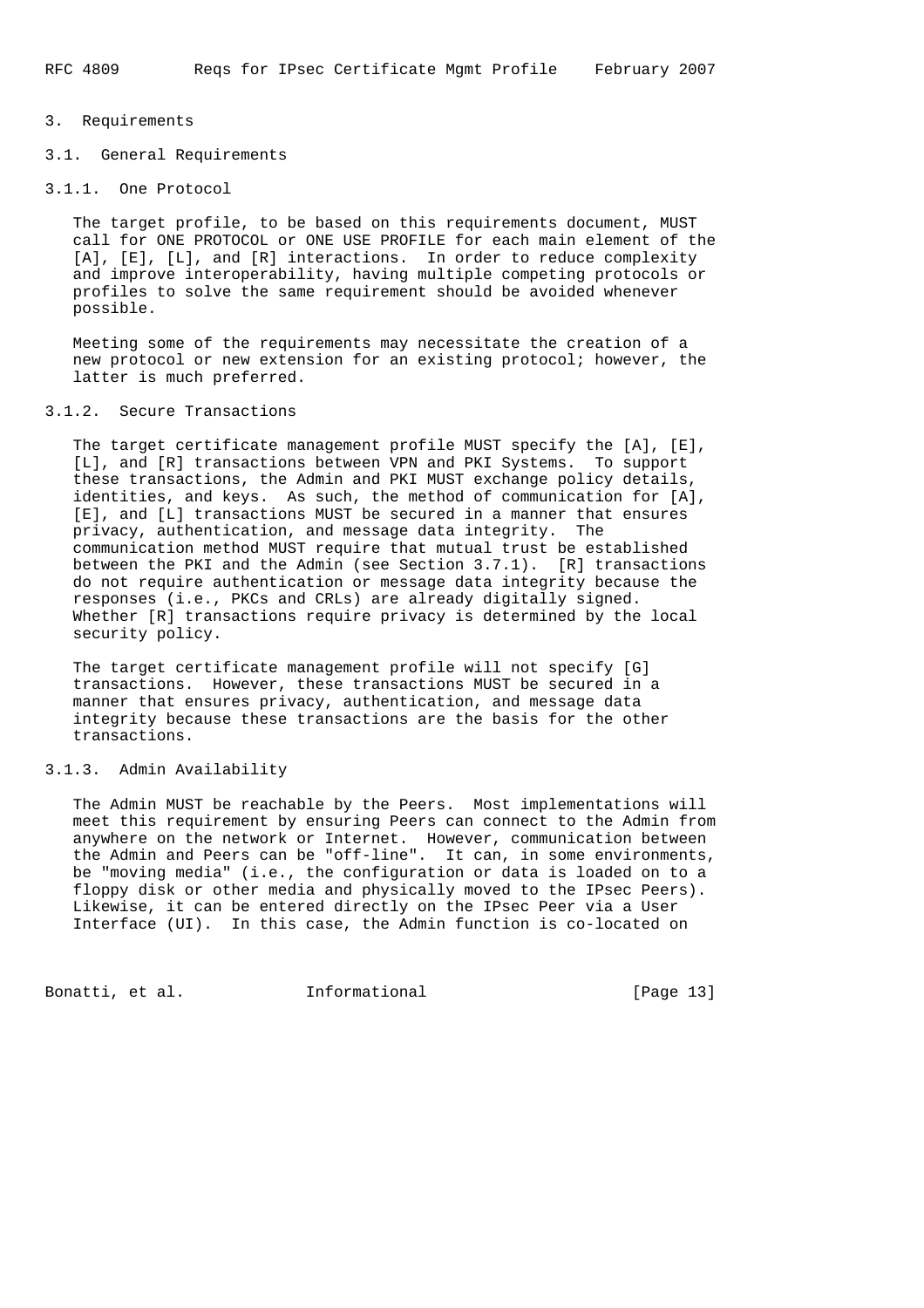# 3. Requirements

## 3.1. General Requirements

### 3.1.1. One Protocol

The target profile, to be based on this requirements document, MUST call for ONE PROTOCOL or ONE USE PROFILE for each main element of the [A], [E], [L], and [R] interactions. In order to reduce complexity and improve interoperability, having multiple competing protocols or profiles to solve the same requirement should be avoided whenever possible.

Meeting some of the requirements may necessitate the creation of a new protocol or new extension for an existing protocol; however, the latter is much preferred.

### 3.1.2. Secure Transactions

The target certificate management profile MUST specify the [A], [E], [L], and [R] transactions between VPN and PKI Systems. To support these transactions, the Admin and PKI MUST exchange policy details, identities, and keys. As such, the method of communication for [A], [E], and [L] transactions MUST be secured in a manner that ensures privacy, authentication, and message data integrity. The communication method MUST require that mutual trust be established between the PKI and the Admin (see Section 3.7.1). [R] transactions do not require authentication or message data integrity because the responses (i.e., PKCs and CRLs) are already digitally signed. Whether [R] transactions require privacy is determined by the local security policy.

The target certificate management profile will not specify [G] transactions. However, these transactions MUST be secured in a manner that ensures privacy, authentication, and message data integrity because these transactions are the basis for the other transactions.

### 3.1.3. Admin Availability

The Admin MUST be reachable by the Peers. Most implementations will meet this requirement by ensuring Peers can connect to the Admin from anywhere on the network or Internet. However, communication between the Admin and Peers can be "off-line". It can, in some environments, be "moving media" (i.e., the configuration or data is loaded on to a floppy disk or other media and physically moved to the IPsec Peers). Likewise, it can be entered directly on the IPsec Peer via a User Interface (UI). In this case, the Admin function is co-located on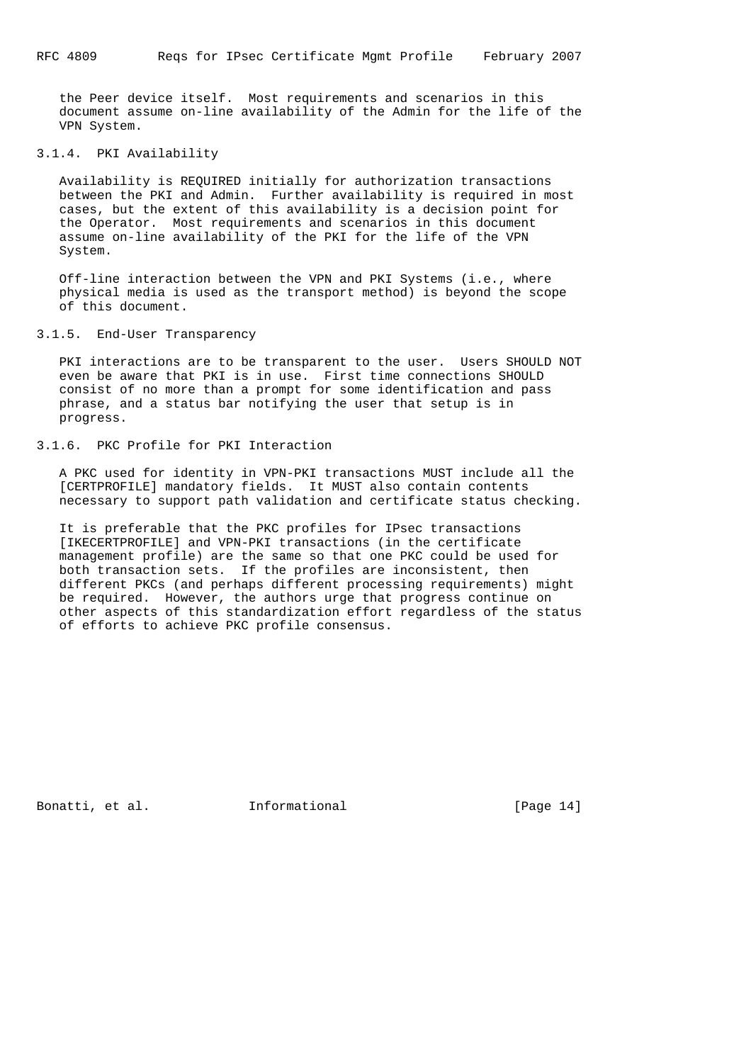the Peer device itself. Most requirements and scenarios in this document assume on-line availability of the Admin for the life of the VPN System.

### 3.1.4. PKI Availability

Availability is REQUIRED initially for authorization transactions between the PKI and Admin. Further availability is required in most cases, but the extent of this availability is a decision point for the Operator. Most requirements and scenarios in this document assume on-line availability of the PKI for the life of the VPN System.

Off-line interaction between the VPN and PKI Systems (i.e., where physical media is used as the transport method) is beyond the scope of this document.

### 3.1.5. End-User Transparency

PKI interactions are to be transparent to the user. Users SHOULD NOT even be aware that PKI is in use. First time connections SHOULD consist of no more than a prompt for some identification and pass phrase, and a status bar notifying the user that setup is in progress.

### 3.1.6. PKC Profile for PKI Interaction

A PKC used for identity in VPN-PKI transactions MUST include all the [CERTPROFILE] mandatory fields. It MUST also contain contents necessary to support path validation and certificate status checking.

It is preferable that the PKC profiles for IPsec transactions [IKECERTPROFILE] and VPN-PKI transactions (in the certificate management profile) are the same so that one PKC could be used for both transaction sets. If the profiles are inconsistent, then different PKCs (and perhaps different processing requirements) might be required. However, the authors urge that progress continue on other aspects of this standardization effort regardless of the status of efforts to achieve PKC profile consensus.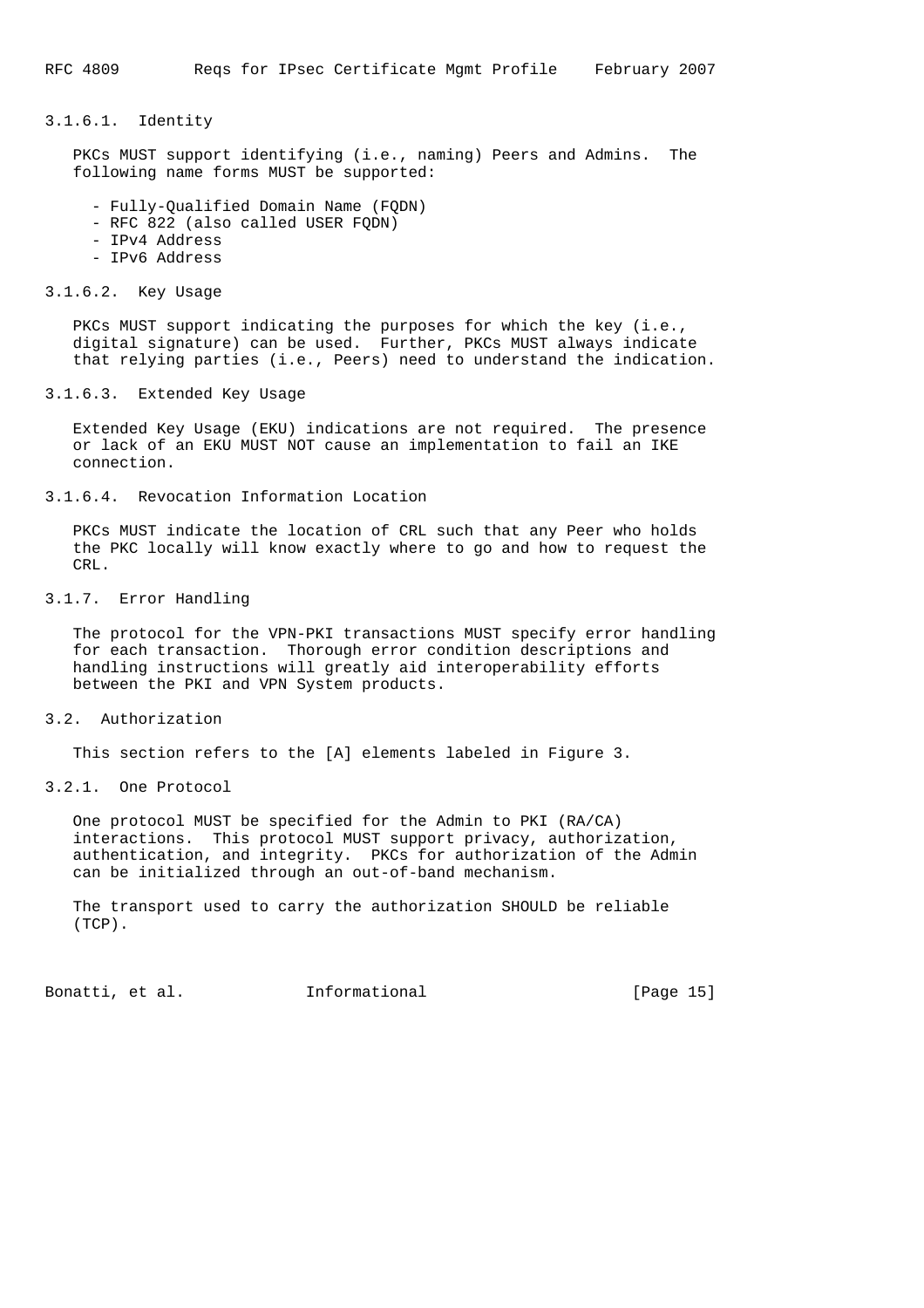#### 3.1.6.1. Identity

PKCs MUST support identifying (i.e., naming) Peers and Admins. The following name forms MUST be supported:

- Fully-Qualified Domain Name (FQDN)
- RFC 822 (also called USER FQDN)
- IPv4 Address
- IPv6 Address

#### 3.1.6.2. Key Usage

PKCs MUST support indicating the purposes for which the key (i.e., digital signature) can be used. Further, PKCs MUST always indicate that relying parties (i.e., Peers) need to understand the indication.

#### 3.1.6.3. Extended Key Usage

Extended Key Usage (EKU) indications are not required. The presence or lack of an EKU MUST NOT cause an implementation to fail an IKE connection.

#### 3.1.6.4. Revocation Information Location

PKCs MUST indicate the location of CRL such that any Peer who holds the PKC locally will know exactly where to go and how to request the CRL.

### 3.1.7. Error Handling

The protocol for the VPN-PKI transactions MUST specify error handling for each transaction. Thorough error condition descriptions and handling instructions will greatly aid interoperability efforts between the PKI and VPN System products.

## 3.2. Authorization

This section refers to the [A] elements labeled in Figure 3.

### 3.2.1. One Protocol

One protocol MUST be specified for the Admin to PKI (RA/CA) interactions. This protocol MUST support privacy, authorization, authentication, and integrity. PKCs for authorization of the Admin can be initialized through an out-of-band mechanism.

The transport used to carry the authorization SHOULD be reliable (TCP).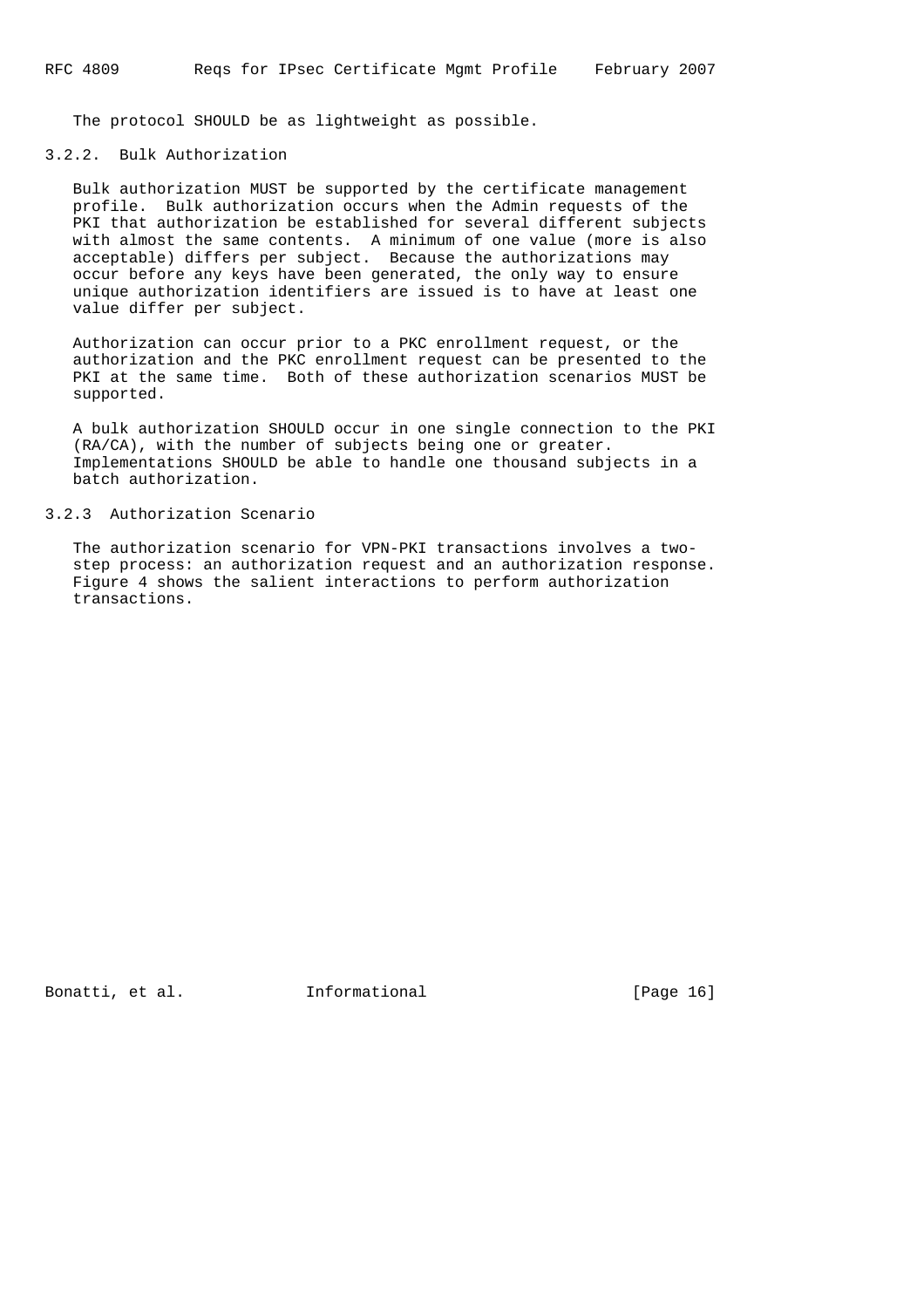The protocol SHOULD be as lightweight as possible.

### 3.2.2. Bulk Authorization

Bulk authorization MUST be supported by the certificate management profile. Bulk authorization occurs when the Admin requests of the PKI that authorization be established for several different subjects with almost the same contents. A minimum of one value (more is also acceptable) differs per subject. Because the authorizations may occur before any keys have been generated, the only way to ensure unique authorization identifiers are issued is to have at least one value differ per subject.

Authorization can occur prior to a PKC enrollment request, or the authorization and the PKC enrollment request can be presented to the PKI at the same time. Both of these authorization scenarios MUST be supported.

A bulk authorization SHOULD occur in one single connection to the PKI (RA/CA), with the number of subjects being one or greater. Implementations SHOULD be able to handle one thousand subjects in a batch authorization.

### 3.2.3 Authorization Scenario

The authorization scenario for VPN-PKI transactions involves a two-step process: an authorization request and an authorization response. Figure 4 shows the salient interactions to perform authorization transactions.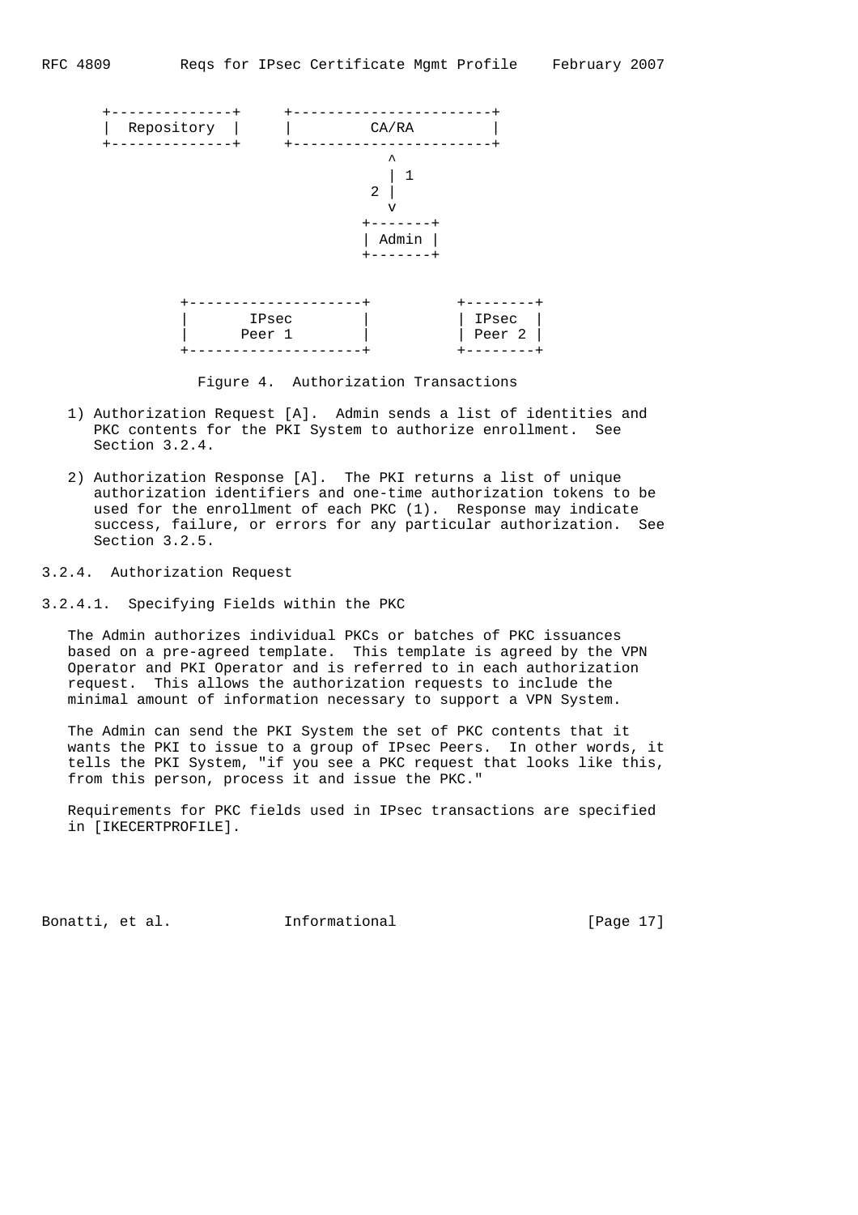```
   +--------------+     +-----------------------+
   |  Repository  |     |         CA/RA         |
   +--------------+     +-----------------------+
                                  ^
                                  | 1
                                2 |
                                  v
                              +-------+
                              | Admin |
                              +-------+


            +--------------------+          +--------+
            |       IPsec        |          | IPsec  |
            |      Peer 1        |          | Peer 2 |
            +--------------------+          +--------+
```

Figure 4. Authorization Transactions

1) Authorization Request [A]. Admin sends a list of identities and PKC contents for the PKI System to authorize enrollment. See Section 3.2.4.

2) Authorization Response [A]. The PKI returns a list of unique authorization identifiers and one-time authorization tokens to be used for the enrollment of each PKC (1). Response may indicate success, failure, or errors for any particular authorization. See Section 3.2.5.

### 3.2.4. Authorization Request

#### 3.2.4.1. Specifying Fields within the PKC

The Admin authorizes individual PKCs or batches of PKC issuances based on a pre-agreed template. This template is agreed by the VPN Operator and PKI Operator and is referred to in each authorization request. This allows the authorization requests to include the minimal amount of information necessary to support a VPN System.

The Admin can send the PKI System the set of PKC contents that it wants the PKI to issue to a group of IPsec Peers. In other words, it tells the PKI System, "if you see a PKC request that looks like this, from this person, process it and issue the PKC."

Requirements for PKC fields used in IPsec transactions are specified in [IKECERTPROFILE].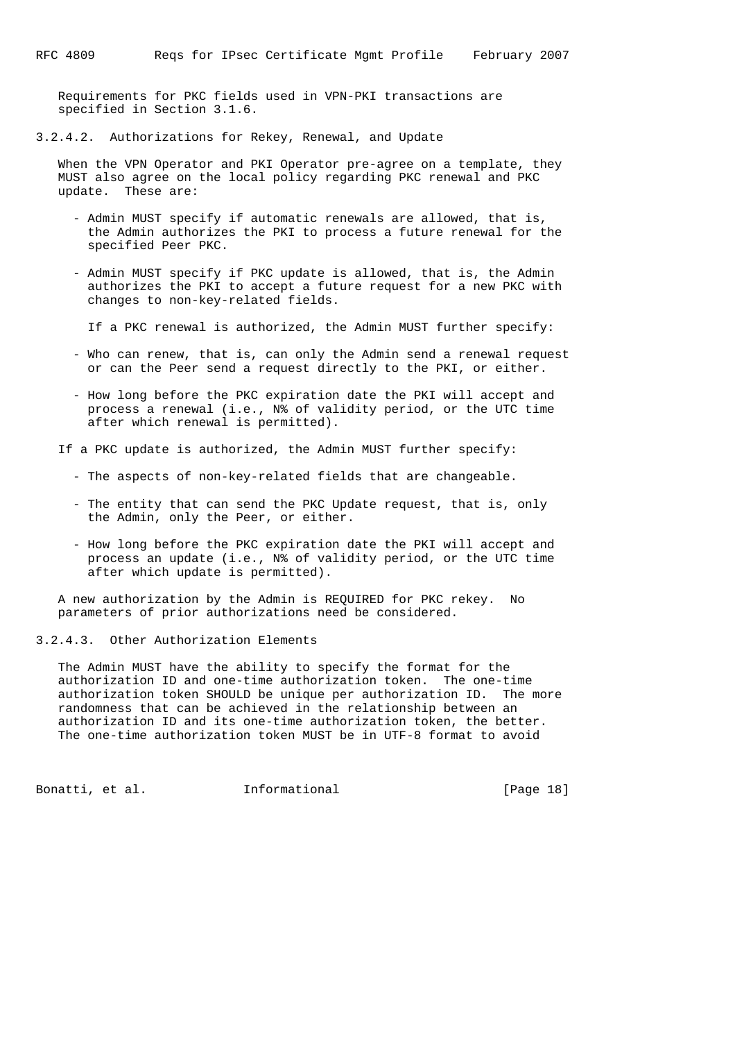Requirements for PKC fields used in VPN-PKI transactions are specified in Section 3.1.6.

### 3.2.4.2. Authorizations for Rekey, Renewal, and Update

When the VPN Operator and PKI Operator pre-agree on a template, they MUST also agree on the local policy regarding PKC renewal and PKC update. These are:

- Admin MUST specify if automatic renewals are allowed, that is, the Admin authorizes the PKI to process a future renewal for the specified Peer PKC.
- Admin MUST specify if PKC update is allowed, that is, the Admin authorizes the PKI to accept a future request for a new PKC with changes to non-key-related fields.

  If a PKC renewal is authorized, the Admin MUST further specify:

- Who can renew, that is, can only the Admin send a renewal request or can the Peer send a request directly to the PKI, or either.
- How long before the PKC expiration date the PKI will accept and process a renewal (i.e., N% of validity period, or the UTC time after which renewal is permitted).

If a PKC update is authorized, the Admin MUST further specify:

- The aspects of non-key-related fields that are changeable.
- The entity that can send the PKC Update request, that is, only the Admin, only the Peer, or either.
- How long before the PKC expiration date the PKI will accept and process an update (i.e., N% of validity period, or the UTC time after which update is permitted).

A new authorization by the Admin is REQUIRED for PKC rekey. No parameters of prior authorizations need be considered.

### 3.2.4.3. Other Authorization Elements

The Admin MUST have the ability to specify the format for the authorization ID and one-time authorization token. The one-time authorization token SHOULD be unique per authorization ID. The more randomness that can be achieved in the relationship between an authorization ID and its one-time authorization token, the better. The one-time authorization token MUST be in UTF-8 format to avoid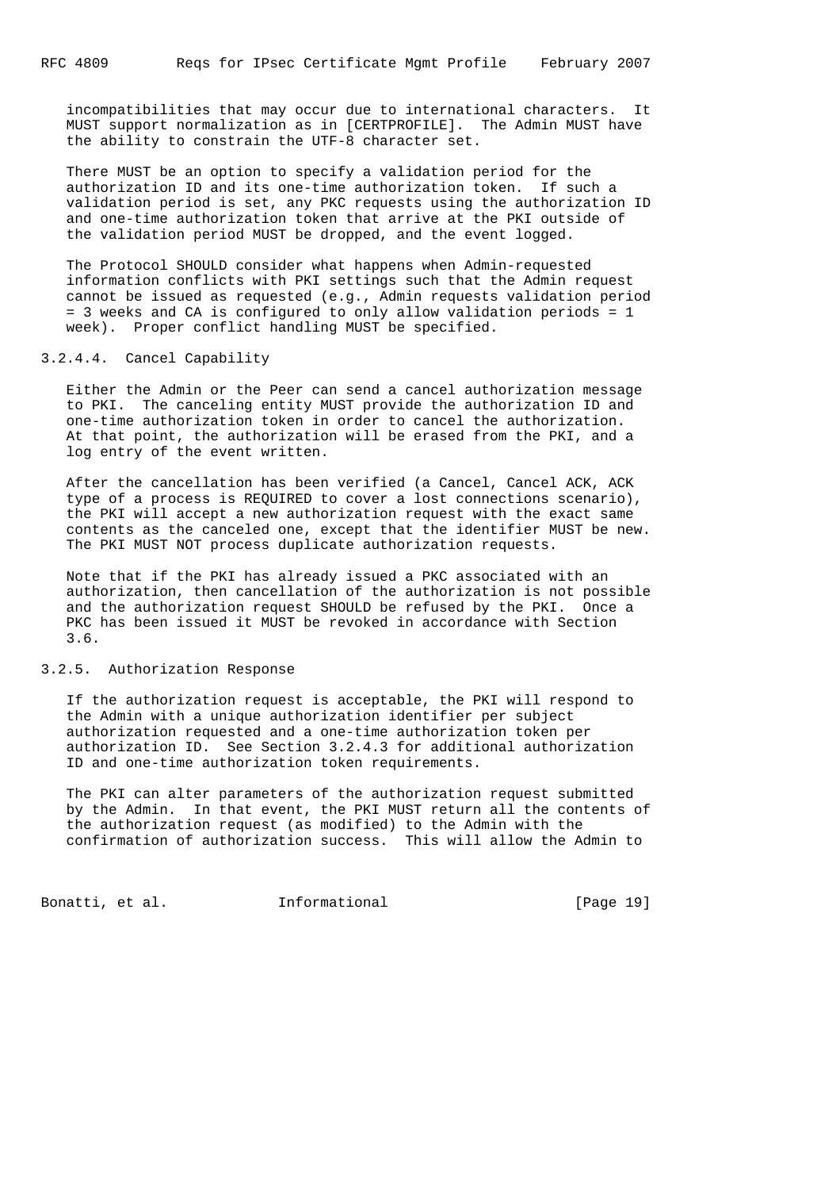incompatibilities that may occur due to international characters. It MUST support normalization as in [CERTPROFILE]. The Admin MUST have the ability to constrain the UTF-8 character set.

There MUST be an option to specify a validation period for the authorization ID and its one-time authorization token. If such a validation period is set, any PKC requests using the authorization ID and one-time authorization token that arrive at the PKI outside of the validation period MUST be dropped, and the event logged.

The Protocol SHOULD consider what happens when Admin-requested information conflicts with PKI settings such that the Admin request cannot be issued as requested (e.g., Admin requests validation period = 3 weeks and CA is configured to only allow validation periods = 1 week). Proper conflict handling MUST be specified.

#### 3.2.4.4. Cancel Capability

Either the Admin or the Peer can send a cancel authorization message to PKI. The canceling entity MUST provide the authorization ID and one-time authorization token in order to cancel the authorization. At that point, the authorization will be erased from the PKI, and a log entry of the event written.

After the cancellation has been verified (a Cancel, Cancel ACK, ACK type of a process is REQUIRED to cover a lost connections scenario), the PKI will accept a new authorization request with the exact same contents as the canceled one, except that the identifier MUST be new. The PKI MUST NOT process duplicate authorization requests.

Note that if the PKI has already issued a PKC associated with an authorization, then cancellation of the authorization is not possible and the authorization request SHOULD be refused by the PKI. Once a PKC has been issued it MUST be revoked in accordance with Section 3.6.

### 3.2.5. Authorization Response

If the authorization request is acceptable, the PKI will respond to the Admin with a unique authorization identifier per subject authorization requested and a one-time authorization token per authorization ID. See Section 3.2.4.3 for additional authorization ID and one-time authorization token requirements.

The PKI can alter parameters of the authorization request submitted by the Admin. In that event, the PKI MUST return all the contents of the authorization request (as modified) to the Admin with the confirmation of authorization success. This will allow the Admin to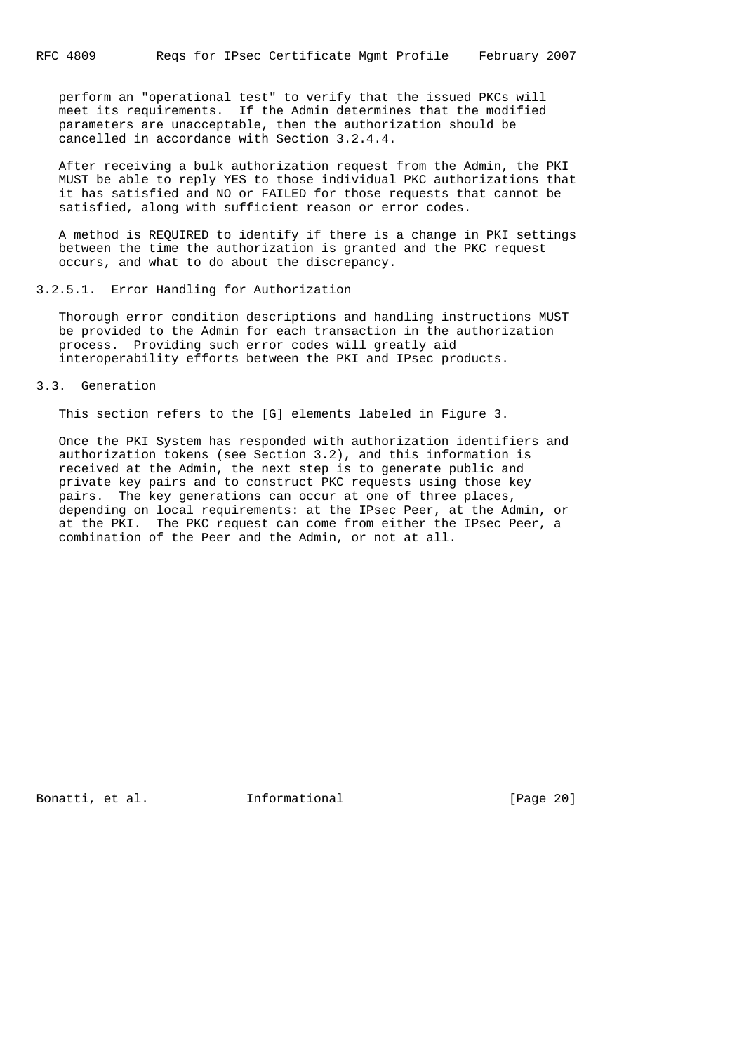perform an "operational test" to verify that the issued PKCs will meet its requirements. If the Admin determines that the modified parameters are unacceptable, then the authorization should be cancelled in accordance with Section 3.2.4.4.

After receiving a bulk authorization request from the Admin, the PKI MUST be able to reply YES to those individual PKC authorizations that it has satisfied and NO or FAILED for those requests that cannot be satisfied, along with sufficient reason or error codes.

A method is REQUIRED to identify if there is a change in PKI settings between the time the authorization is granted and the PKC request occurs, and what to do about the discrepancy.

#### 3.2.5.1. Error Handling for Authorization

Thorough error condition descriptions and handling instructions MUST be provided to the Admin for each transaction in the authorization process. Providing such error codes will greatly aid interoperability efforts between the PKI and IPsec products.

### 3.3. Generation

This section refers to the [G] elements labeled in Figure 3.

Once the PKI System has responded with authorization identifiers and authorization tokens (see Section 3.2), and this information is received at the Admin, the next step is to generate public and private key pairs and to construct PKC requests using those key pairs. The key generations can occur at one of three places, depending on local requirements: at the IPsec Peer, at the Admin, or at the PKI. The PKC request can come from either the IPsec Peer, a combination of the Peer and the Admin, or not at all.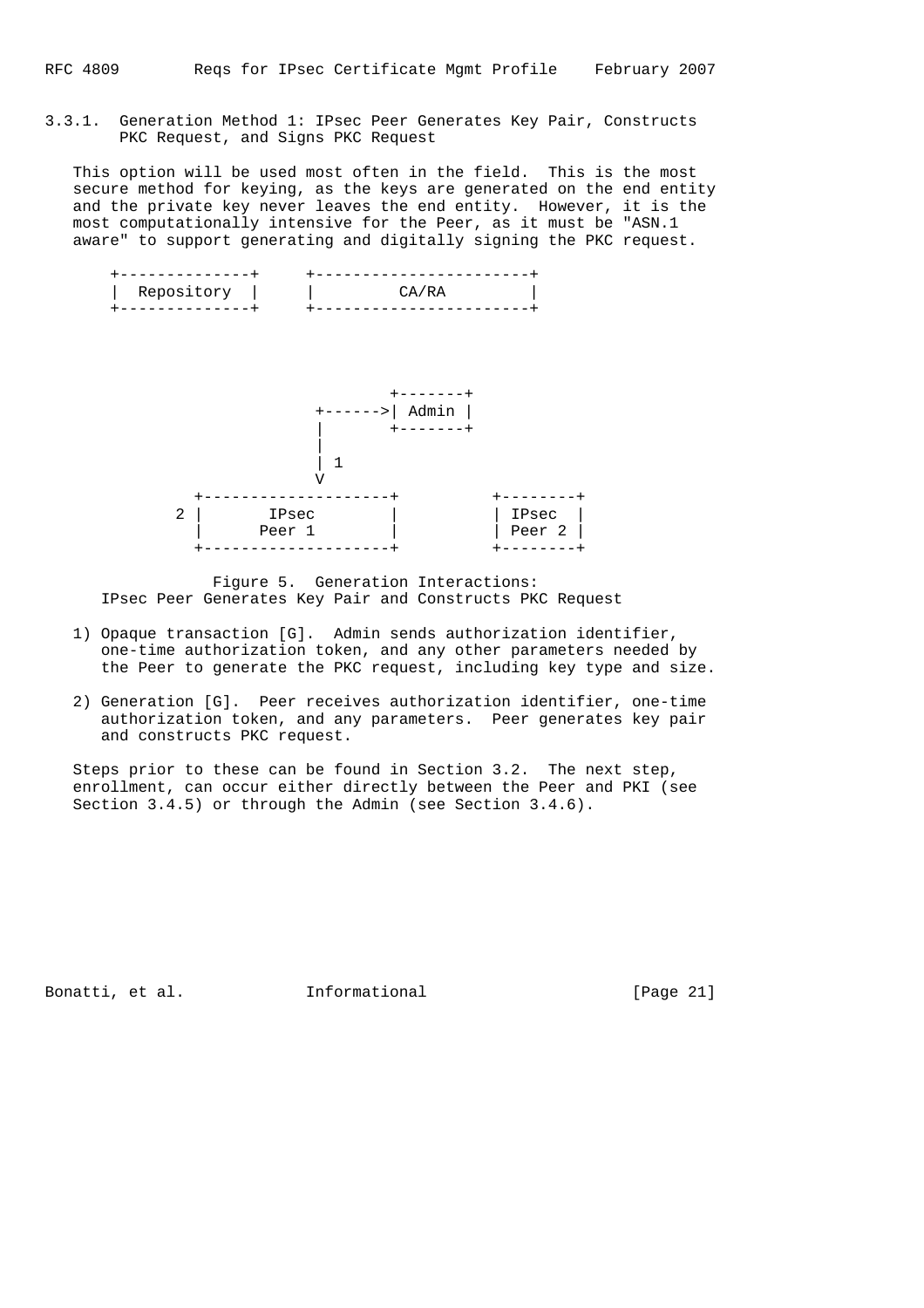### 3.3.1. Generation Method 1: IPsec Peer Generates Key Pair, Constructs PKC Request, and Signs PKC Request

This option will be used most often in the field. This is the most secure method for keying, as the keys are generated on the end entity and the private key never leaves the end entity. However, it is the most computationally intensive for the Peer, as it must be "ASN.1 aware" to support generating and digitally signing the PKC request.

```
  +--------------+     +-----------------------+
  |  Repository  |     |         CA/RA         |
  +--------------+     +-----------------------+



                              +-------+
                      +------>| Admin |
                      |       +-------+
                      |
                      | 1
                      V
         +---------------------+          +--------+
       2 |       IPsec         |          | IPsec  |
         |      Peer 1         |          | Peer 2 |
         +---------------------+          +--------+
```

Figure 5. Generation Interactions:
IPsec Peer Generates Key Pair and Constructs PKC Request

1) Opaque transaction [G]. Admin sends authorization identifier, one-time authorization token, and any other parameters needed by the Peer to generate the PKC request, including key type and size.

2) Generation [G]. Peer receives authorization identifier, one-time authorization token, and any parameters. Peer generates key pair and constructs PKC request.

Steps prior to these can be found in Section 3.2. The next step, enrollment, can occur either directly between the Peer and PKI (see Section 3.4.5) or through the Admin (see Section 3.4.6).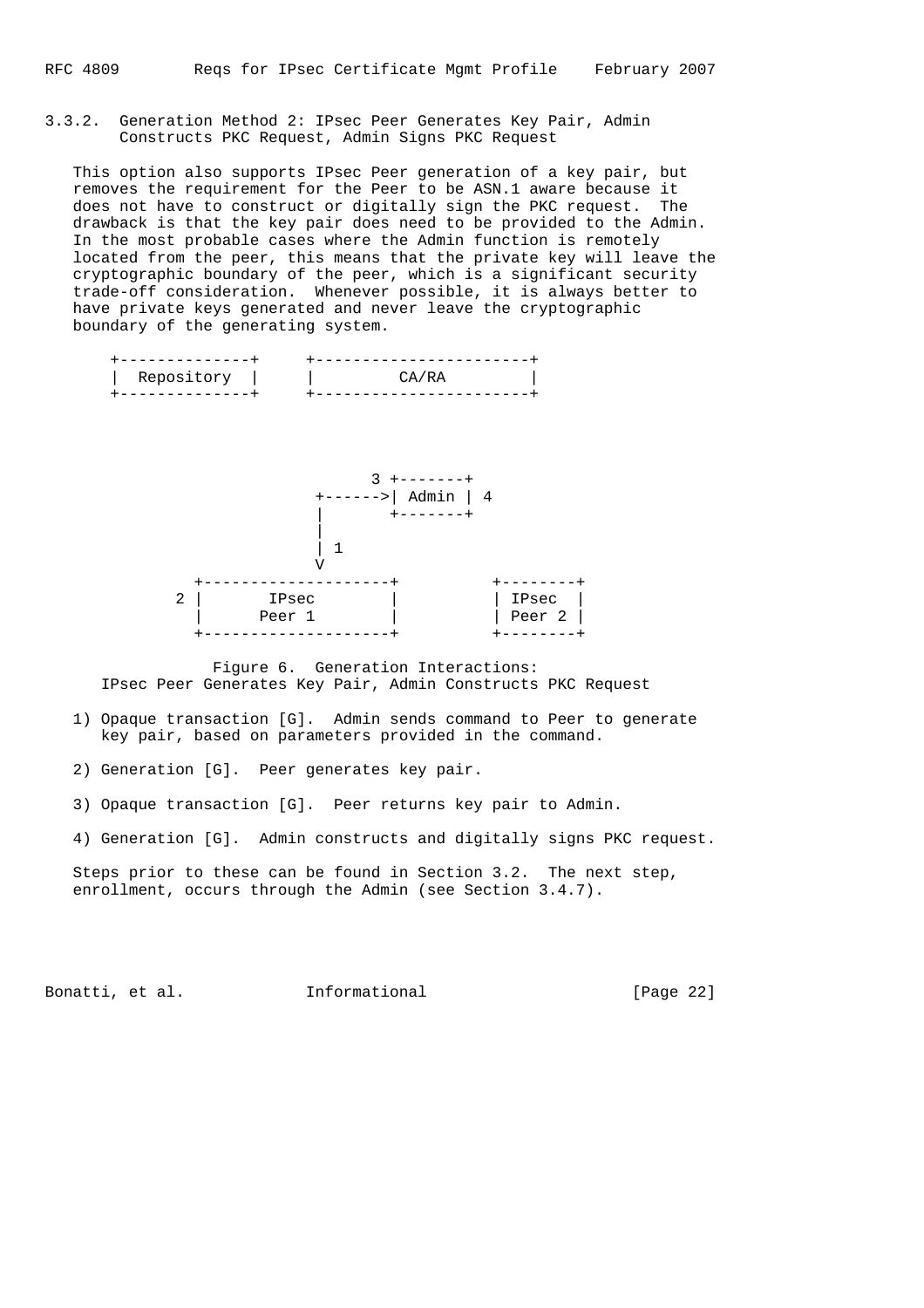### 3.3.2. Generation Method 2: IPsec Peer Generates Key Pair, Admin Constructs PKC Request, Admin Signs PKC Request

This option also supports IPsec Peer generation of a key pair, but removes the requirement for the Peer to be ASN.1 aware because it does not have to construct or digitally sign the PKC request. The drawback is that the key pair does need to be provided to the Admin. In the most probable cases where the Admin function is remotely located from the peer, this means that the private key will leave the cryptographic boundary of the peer, which is a significant security trade-off consideration. Whenever possible, it is always better to have private keys generated and never leave the cryptographic boundary of the generating system.

```
+--------------+     +-----------------------+
|  Repository  |     |         CA/RA         |
+--------------+     +-----------------------+



                           3 +-------+
                     +------>| Admin | 4
                     |       +-------+
                     |
                     | 1
                     V
          +--------------------+          +--------+
        2 |       IPsec        |          | IPsec  |
          |      Peer 1        |          | Peer 2 |
          +--------------------+          +--------+
```

Figure 6. Generation Interactions:
IPsec Peer Generates Key Pair, Admin Constructs PKC Request

1) Opaque transaction [G]. Admin sends command to Peer to generate key pair, based on parameters provided in the command.

2) Generation [G]. Peer generates key pair.

3) Opaque transaction [G]. Peer returns key pair to Admin.

4) Generation [G]. Admin constructs and digitally signs PKC request.

Steps prior to these can be found in Section 3.2. The next step, enrollment, occurs through the Admin (see Section 3.4.7).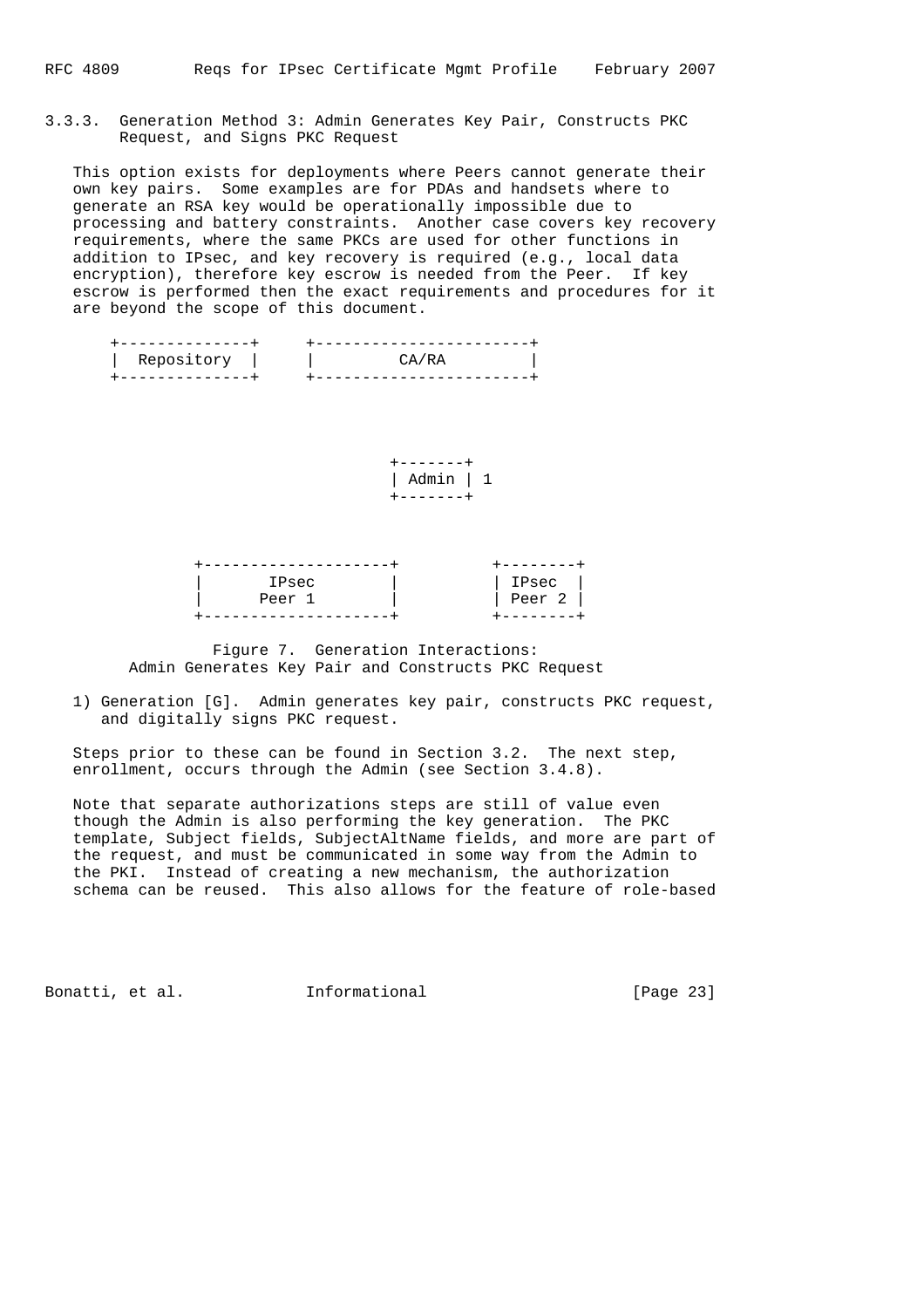### 3.3.3. Generation Method 3: Admin Generates Key Pair, Constructs PKC Request, and Signs PKC Request

This option exists for deployments where Peers cannot generate their own key pairs. Some examples are for PDAs and handsets where to generate an RSA key would be operationally impossible due to processing and battery constraints. Another case covers key recovery requirements, where the same PKCs are used for other functions in addition to IPsec, and key recovery is required (e.g., local data encryption), therefore key escrow is needed from the Peer. If key escrow is performed then the exact requirements and procedures for it are beyond the scope of this document.

```
   +--------------+     +-----------------------+
   |  Repository  |     |         CA/RA         |
   +--------------+     +-----------------------+




                                 +-------+
                                 | Admin | 1
                                 +-------+



             +--------------------+          +--------+
             |       IPsec        |          | IPsec  |
             |      Peer 1        |          | Peer 2 |
             +--------------------+          +--------+
```

Figure 7. Generation Interactions:
Admin Generates Key Pair and Constructs PKC Request

1) Generation [G]. Admin generates key pair, constructs PKC request, and digitally signs PKC request.

Steps prior to these can be found in Section 3.2. The next step, enrollment, occurs through the Admin (see Section 3.4.8).

Note that separate authorizations steps are still of value even though the Admin is also performing the key generation. The PKC template, Subject fields, SubjectAltName fields, and more are part of the request, and must be communicated in some way from the Admin to the PKI. Instead of creating a new mechanism, the authorization schema can be reused. This also allows for the feature of role-based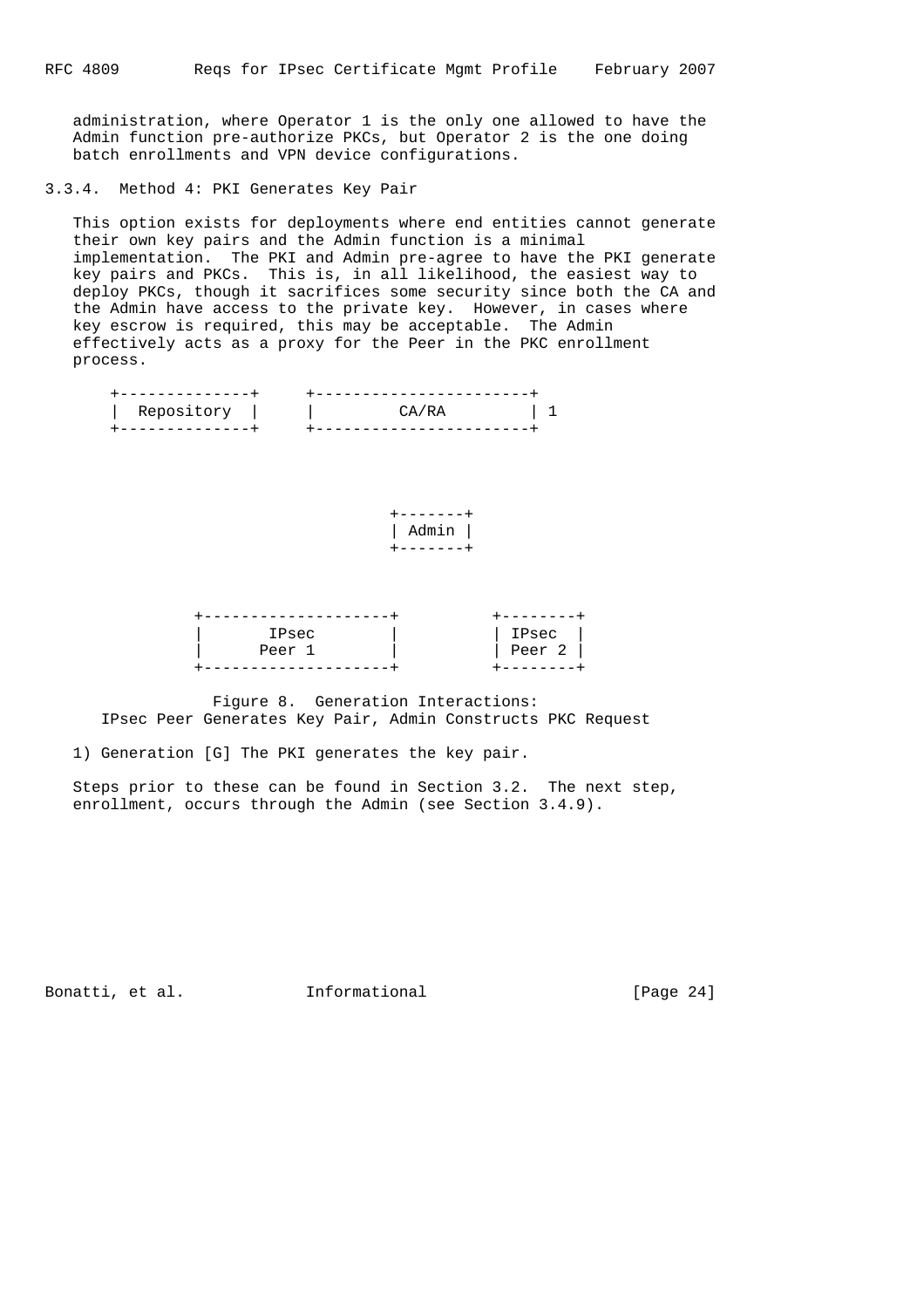administration, where Operator 1 is the only one allowed to have the Admin function pre-authorize PKCs, but Operator 2 is the one doing batch enrollments and VPN device configurations.

### 3.3.4. Method 4: PKI Generates Key Pair

This option exists for deployments where end entities cannot generate their own key pairs and the Admin function is a minimal implementation. The PKI and Admin pre-agree to have the PKI generate key pairs and PKCs. This is, in all likelihood, the easiest way to deploy PKCs, though it sacrifices some security since both the CA and the Admin have access to the private key. However, in cases where key escrow is required, this may be acceptable. The Admin effectively acts as a proxy for the Peer in the PKC enrollment process.

```
  +--------------+     +-----------------------+
  | Repository   |     |         CA/RA         | 1
  +--------------+     +-----------------------+



                                 +-------+
                                 | Admin |
                                 +-------+



              +--------------------+          +--------+
              |       IPsec        |          | IPsec  |
              |      Peer 1        |          | Peer 2 |
              +--------------------+          +--------+
```

Figure 8. Generation Interactions:
IPsec Peer Generates Key Pair, Admin Constructs PKC Request

1) Generation [G] The PKI generates the key pair.

Steps prior to these can be found in Section 3.2. The next step, enrollment, occurs through the Admin (see Section 3.4.9).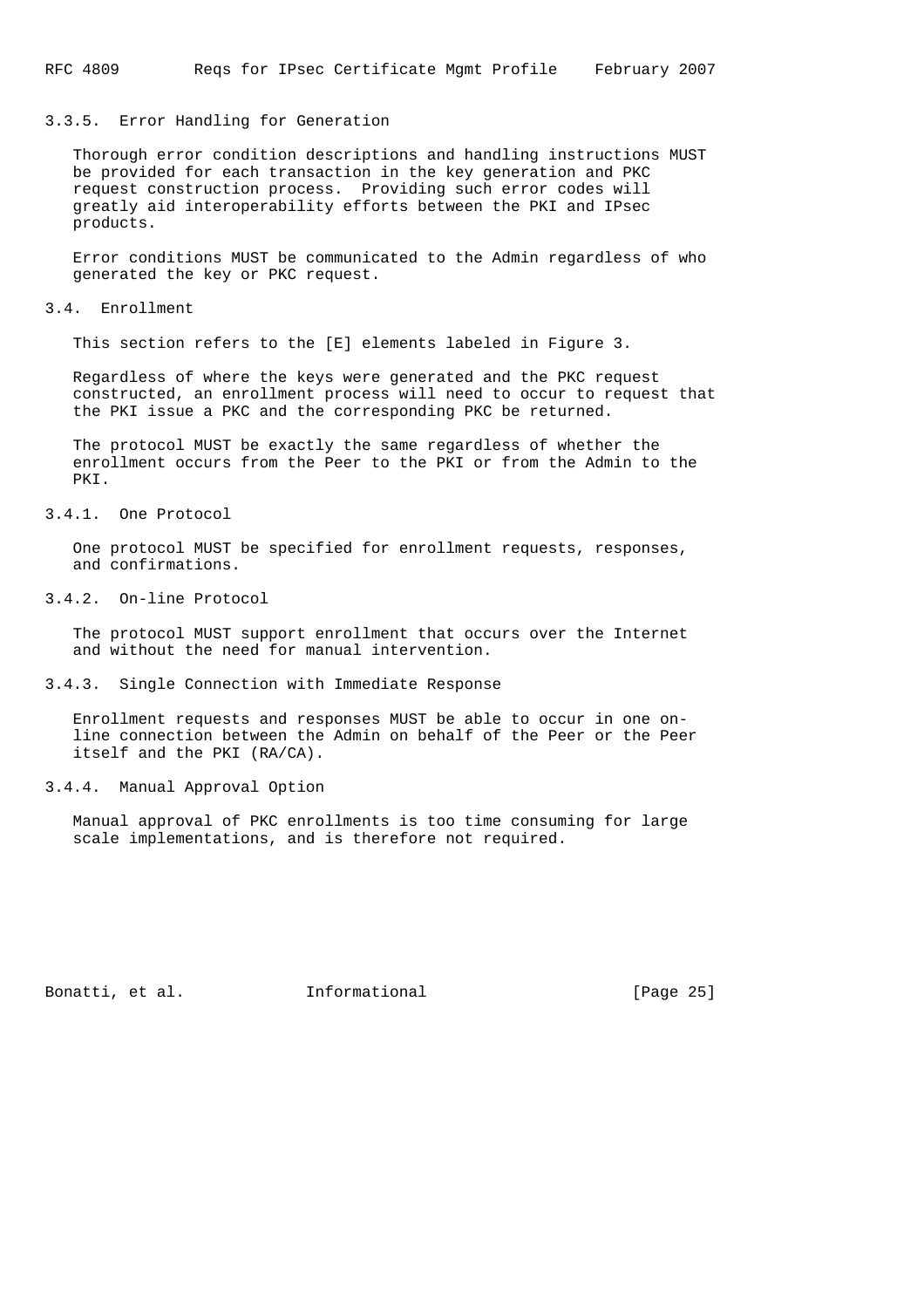### 3.3.5. Error Handling for Generation

Thorough error condition descriptions and handling instructions MUST be provided for each transaction in the key generation and PKC request construction process. Providing such error codes will greatly aid interoperability efforts between the PKI and IPsec products.

Error conditions MUST be communicated to the Admin regardless of who generated the key or PKC request.

## 3.4. Enrollment

This section refers to the [E] elements labeled in Figure 3.

Regardless of where the keys were generated and the PKC request constructed, an enrollment process will need to occur to request that the PKI issue a PKC and the corresponding PKC be returned.

The protocol MUST be exactly the same regardless of whether the enrollment occurs from the Peer to the PKI or from the Admin to the PKI.

### 3.4.1. One Protocol

One protocol MUST be specified for enrollment requests, responses, and confirmations.

### 3.4.2. On-line Protocol

The protocol MUST support enrollment that occurs over the Internet and without the need for manual intervention.

### 3.4.3. Single Connection with Immediate Response

Enrollment requests and responses MUST be able to occur in one on-line connection between the Admin on behalf of the Peer or the Peer itself and the PKI (RA/CA).

### 3.4.4. Manual Approval Option

Manual approval of PKC enrollments is too time consuming for large scale implementations, and is therefore not required.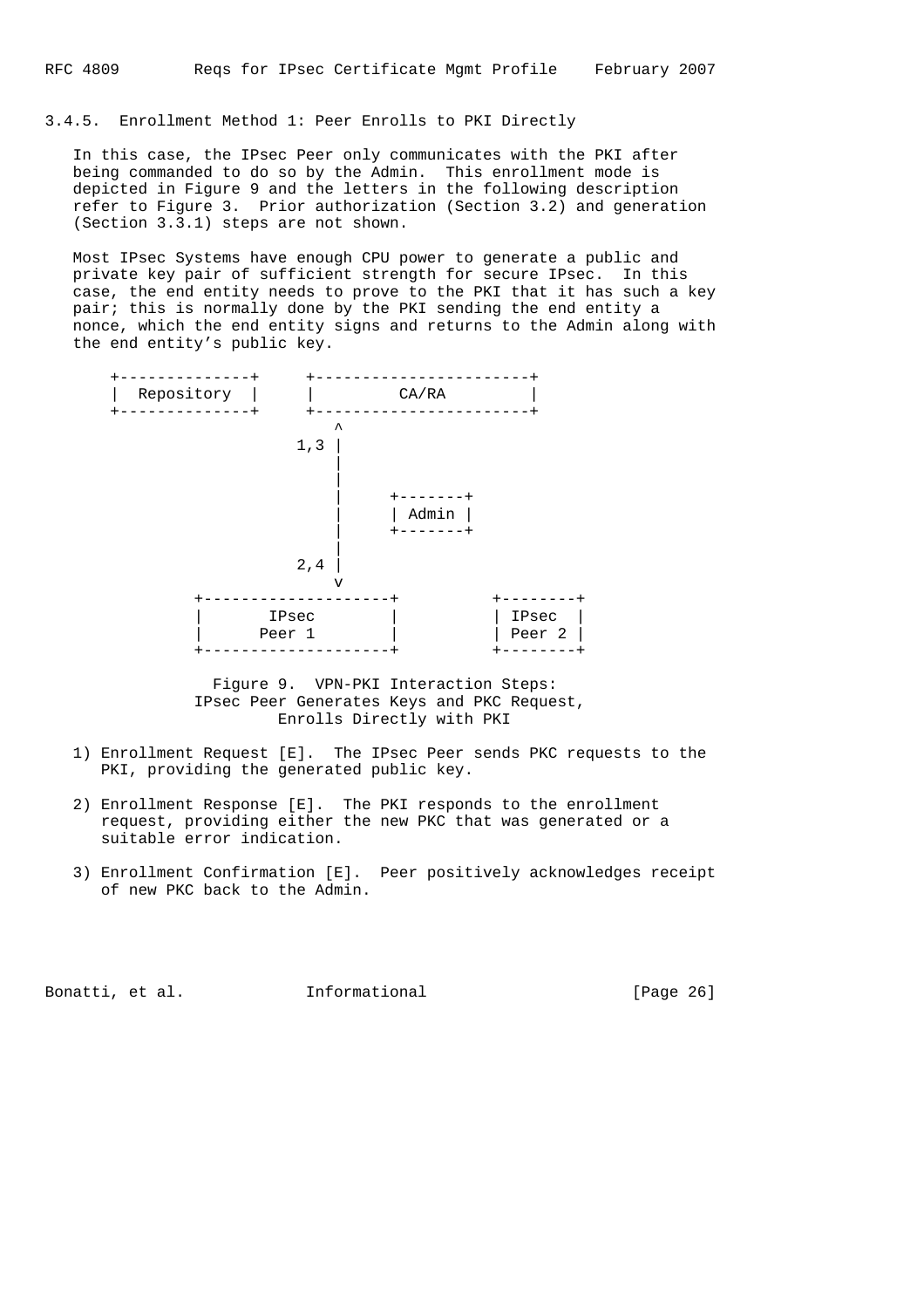### 3.4.5. Enrollment Method 1: Peer Enrolls to PKI Directly

In this case, the IPsec Peer only communicates with the PKI after being commanded to do so by the Admin. This enrollment mode is depicted in Figure 9 and the letters in the following description refer to Figure 3. Prior authorization (Section 3.2) and generation (Section 3.3.1) steps are not shown.

Most IPsec Systems have enough CPU power to generate a public and private key pair of sufficient strength for secure IPsec. In this case, the end entity needs to prove to the PKI that it has such a key pair; this is normally done by the PKI sending the end entity a nonce, which the end entity signs and returns to the Admin along with the end entity's public key.

```
     +--------------+     +-----------------------+
     | Repository  |     |         CA/RA         |
     +--------------+     +-----------------------+
                             ^
                         1,3 |
                             |
                             |
                             |     +-------+
                             |     | Admin |
                             |     +-------+
                             |
                         2,4 |
                             v
              +---------------------+           +--------+
              |       IPsec         |           | IPsec  |
              |       Peer 1        |           | Peer 2 |
              +---------------------+           +--------+
```

Figure 9. VPN-PKI Interaction Steps:
IPsec Peer Generates Keys and PKC Request,
Enrolls Directly with PKI

1) Enrollment Request [E]. The IPsec Peer sends PKC requests to the PKI, providing the generated public key.

2) Enrollment Response [E]. The PKI responds to the enrollment request, providing either the new PKC that was generated or a suitable error indication.

3) Enrollment Confirmation [E]. Peer positively acknowledges receipt of new PKC back to the Admin.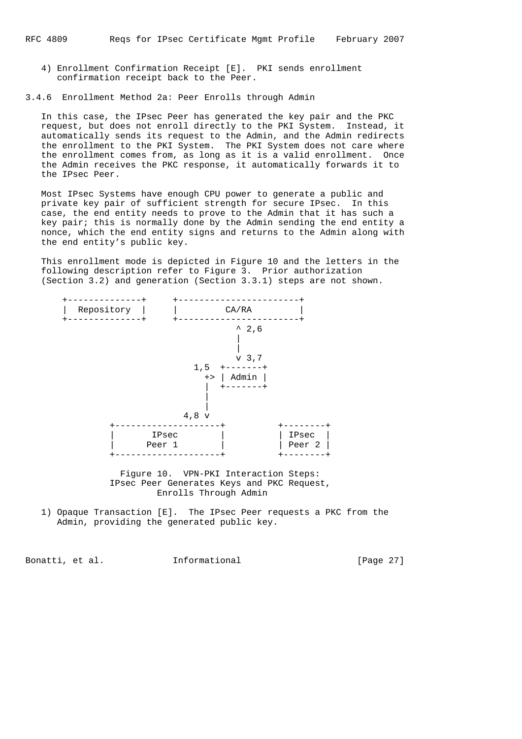4) Enrollment Confirmation Receipt [E]. PKI sends enrollment confirmation receipt back to the Peer.

### 3.4.6 Enrollment Method 2a: Peer Enrolls through Admin

In this case, the IPsec Peer has generated the key pair and the PKC request, but does not enroll directly to the PKI System. Instead, it automatically sends its request to the Admin, and the Admin redirects the enrollment to the PKI System. The PKI System does not care where the enrollment comes from, as long as it is a valid enrollment. Once the Admin receives the PKC response, it automatically forwards it to the IPsec Peer.

Most IPsec Systems have enough CPU power to generate a public and private key pair of sufficient strength for secure IPsec. In this case, the end entity needs to prove to the Admin that it has such a key pair; this is normally done by the Admin sending the end entity a nonce, which the end entity signs and returns to the Admin along with the end entity's public key.

This enrollment mode is depicted in Figure 10 and the letters in the following description refer to Figure 3. Prior authorization (Section 3.2) and generation (Section 3.3.1) steps are not shown.

```
  +--------------+     +-----------------------+
  |  Repository  |     |         CA/RA         |
  +--------------+     +-----------------------+
                                 ^ 2,6
                                 |
                                 |
                                 v 3,7
                        1,5  +-------+
                          +> | Admin |
                          |  +-------+
                          |
                          |
                      4,8 v
           +---------------------+          +--------+
           |       IPsec         |          | IPsec  |
           |      Peer 1         |          | Peer 2 |
           +---------------------+          +--------+
```

Figure 10. VPN-PKI Interaction Steps: IPsec Peer Generates Keys and PKC Request, Enrolls Through Admin

1) Opaque Transaction [E]. The IPsec Peer requests a PKC from the Admin, providing the generated public key.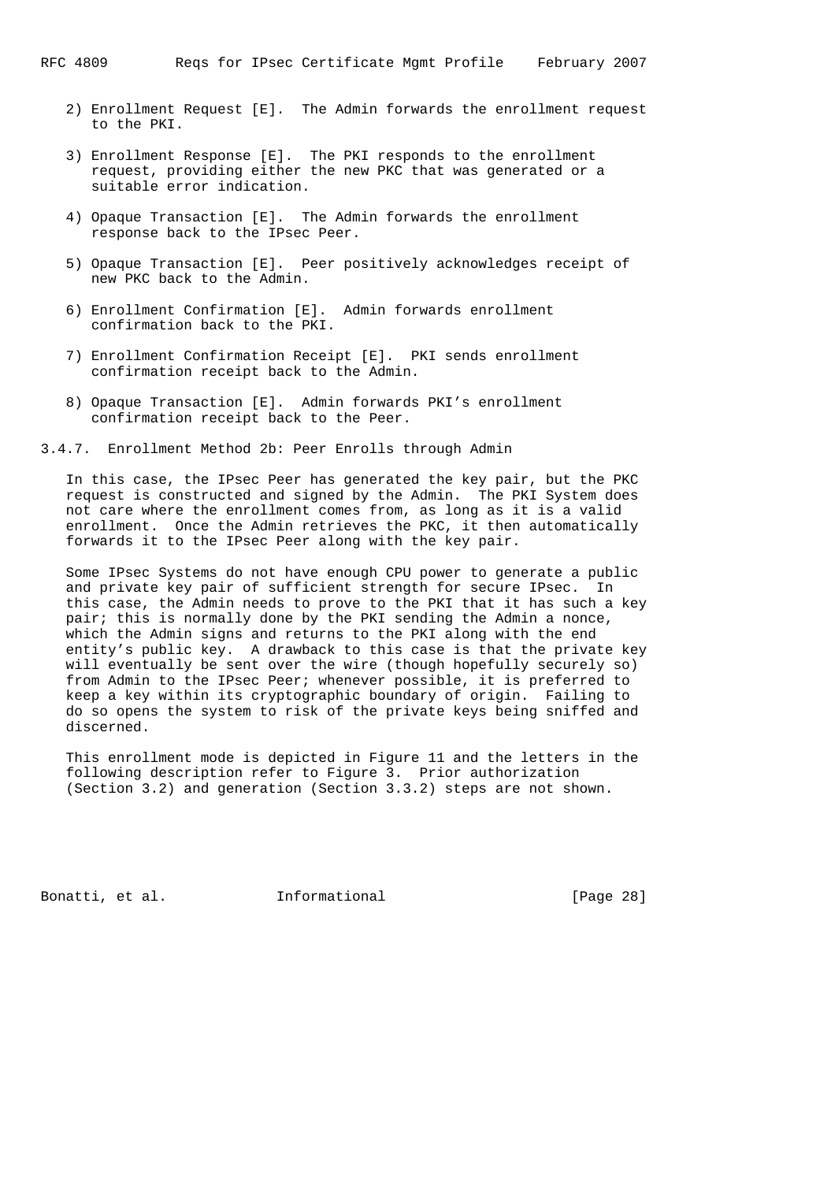2) Enrollment Request [E]. The Admin forwards the enrollment request to the PKI.

3) Enrollment Response [E]. The PKI responds to the enrollment request, providing either the new PKC that was generated or a suitable error indication.

4) Opaque Transaction [E]. The Admin forwards the enrollment response back to the IPsec Peer.

5) Opaque Transaction [E]. Peer positively acknowledges receipt of new PKC back to the Admin.

6) Enrollment Confirmation [E]. Admin forwards enrollment confirmation back to the PKI.

7) Enrollment Confirmation Receipt [E]. PKI sends enrollment confirmation receipt back to the Admin.

8) Opaque Transaction [E]. Admin forwards PKI's enrollment confirmation receipt back to the Peer.

### 3.4.7. Enrollment Method 2b: Peer Enrolls through Admin

In this case, the IPsec Peer has generated the key pair, but the PKC request is constructed and signed by the Admin. The PKI System does not care where the enrollment comes from, as long as it is a valid enrollment. Once the Admin retrieves the PKC, it then automatically forwards it to the IPsec Peer along with the key pair.

Some IPsec Systems do not have enough CPU power to generate a public and private key pair of sufficient strength for secure IPsec. In this case, the Admin needs to prove to the PKI that it has such a key pair; this is normally done by the PKI sending the Admin a nonce, which the Admin signs and returns to the PKI along with the end entity's public key. A drawback to this case is that the private key will eventually be sent over the wire (though hopefully securely so) from Admin to the IPsec Peer; whenever possible, it is preferred to keep a key within its cryptographic boundary of origin. Failing to do so opens the system to risk of the private keys being sniffed and discerned.

This enrollment mode is depicted in Figure 11 and the letters in the following description refer to Figure 3. Prior authorization (Section 3.2) and generation (Section 3.3.2) steps are not shown.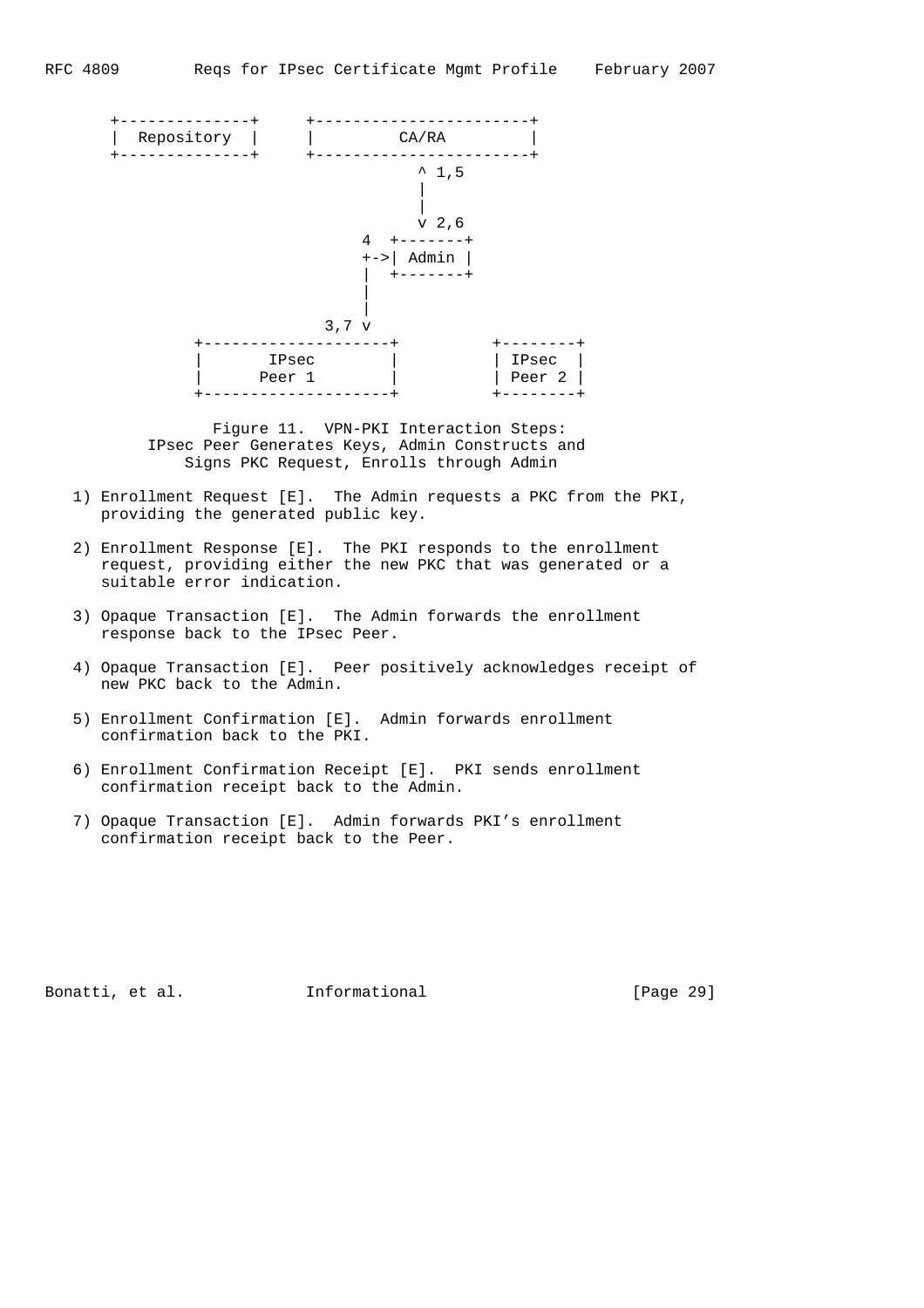```
    +--------------+     +-----------------------+
    |  Repository  |     |         CA/RA         |
    +--------------+     +-----------------------+
                                  ^ 1,5
                                  |
                                  |
                                  v 2,6
                            4  +-------+
                            +->| Admin |
                            |  +-------+
                            |
                            |
                        3,7 v
             +---------------------+          +--------+
             |       IPsec         |          | IPsec  |
             |      Peer 1         |          | Peer 2 |
             +---------------------+          +--------+
```

Figure 11. VPN-PKI Interaction Steps:
IPsec Peer Generates Keys, Admin Constructs and
Signs PKC Request, Enrolls through Admin

1) Enrollment Request [E]. The Admin requests a PKC from the PKI, providing the generated public key.

2) Enrollment Response [E]. The PKI responds to the enrollment request, providing either the new PKC that was generated or a suitable error indication.

3) Opaque Transaction [E]. The Admin forwards the enrollment response back to the IPsec Peer.

4) Opaque Transaction [E]. Peer positively acknowledges receipt of new PKC back to the Admin.

5) Enrollment Confirmation [E]. Admin forwards enrollment confirmation back to the PKI.

6) Enrollment Confirmation Receipt [E]. PKI sends enrollment confirmation receipt back to the Admin.

7) Opaque Transaction [E]. Admin forwards PKI's enrollment confirmation receipt back to the Peer.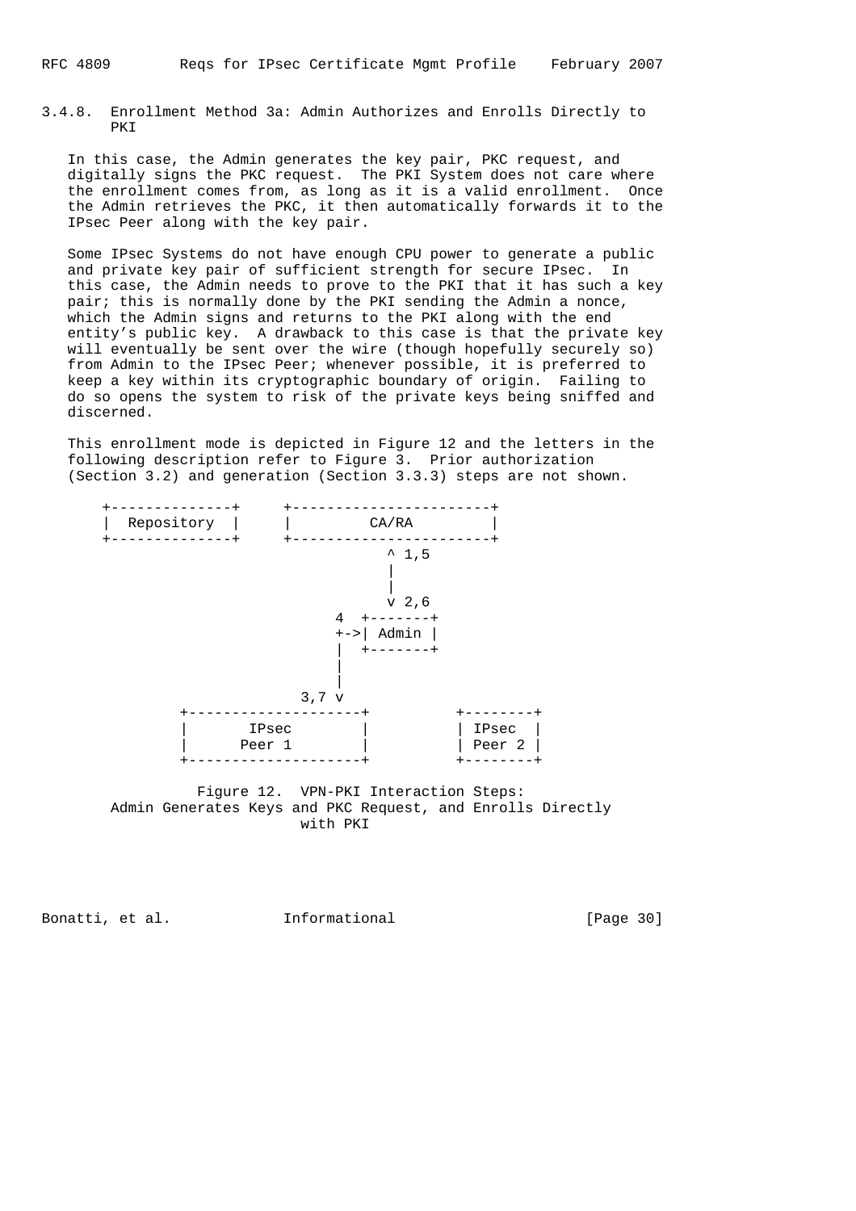### 3.4.8. Enrollment Method 3a: Admin Authorizes and Enrolls Directly to PKI

In this case, the Admin generates the key pair, PKC request, and digitally signs the PKC request. The PKI System does not care where the enrollment comes from, as long as it is a valid enrollment. Once the Admin retrieves the PKC, it then automatically forwards it to the IPsec Peer along with the key pair.

Some IPsec Systems do not have enough CPU power to generate a public and private key pair of sufficient strength for secure IPsec. In this case, the Admin needs to prove to the PKI that it has such a key pair; this is normally done by the PKI sending the Admin a nonce, which the Admin signs and returns to the PKI along with the end entity's public key. A drawback to this case is that the private key will eventually be sent over the wire (though hopefully securely so) from Admin to the IPsec Peer; whenever possible, it is preferred to keep a key within its cryptographic boundary of origin. Failing to do so opens the system to risk of the private keys being sniffed and discerned.

This enrollment mode is depicted in Figure 12 and the letters in the following description refer to Figure 3. Prior authorization (Section 3.2) and generation (Section 3.3.3) steps are not shown.

```
 +--------------+     +-----------------------+
 |  Repository  |     |         CA/RA         |
 +--------------+     +-----------------------+
                                 ^ 1,5
                                 |
                                 |
                                 v 2,6
                             4  +-------+
                             +->| Admin |
                             |  +-------+
                             |
                             |
                        3,7 v
        +--------------------+          +--------+
        |       IPsec        |          | IPsec  |
        |      Peer 1        |          | Peer 2 |
        +--------------------+          +--------+
```

Figure 12. VPN-PKI Interaction Steps: Admin Generates Keys and PKC Request, and Enrolls Directly with PKI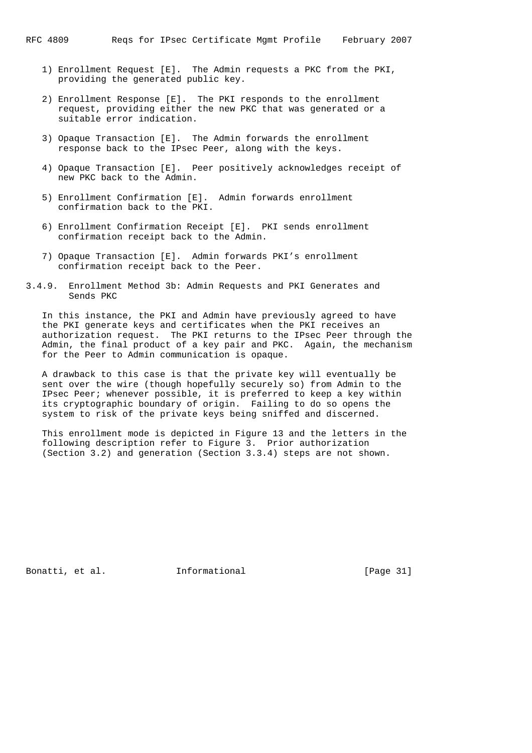1) Enrollment Request [E]. The Admin requests a PKC from the PKI, providing the generated public key.

2) Enrollment Response [E]. The PKI responds to the enrollment request, providing either the new PKC that was generated or a suitable error indication.

3) Opaque Transaction [E]. The Admin forwards the enrollment response back to the IPsec Peer, along with the keys.

4) Opaque Transaction [E]. Peer positively acknowledges receipt of new PKC back to the Admin.

5) Enrollment Confirmation [E]. Admin forwards enrollment confirmation back to the PKI.

6) Enrollment Confirmation Receipt [E]. PKI sends enrollment confirmation receipt back to the Admin.

7) Opaque Transaction [E]. Admin forwards PKI's enrollment confirmation receipt back to the Peer.

### 3.4.9. Enrollment Method 3b: Admin Requests and PKI Generates and Sends PKC

In this instance, the PKI and Admin have previously agreed to have the PKI generate keys and certificates when the PKI receives an authorization request. The PKI returns to the IPsec Peer through the Admin, the final product of a key pair and PKC. Again, the mechanism for the Peer to Admin communication is opaque.

A drawback to this case is that the private key will eventually be sent over the wire (though hopefully securely so) from Admin to the IPsec Peer; whenever possible, it is preferred to keep a key within its cryptographic boundary of origin. Failing to do so opens the system to risk of the private keys being sniffed and discerned.

This enrollment mode is depicted in Figure 13 and the letters in the following description refer to Figure 3. Prior authorization (Section 3.2) and generation (Section 3.3.4) steps are not shown.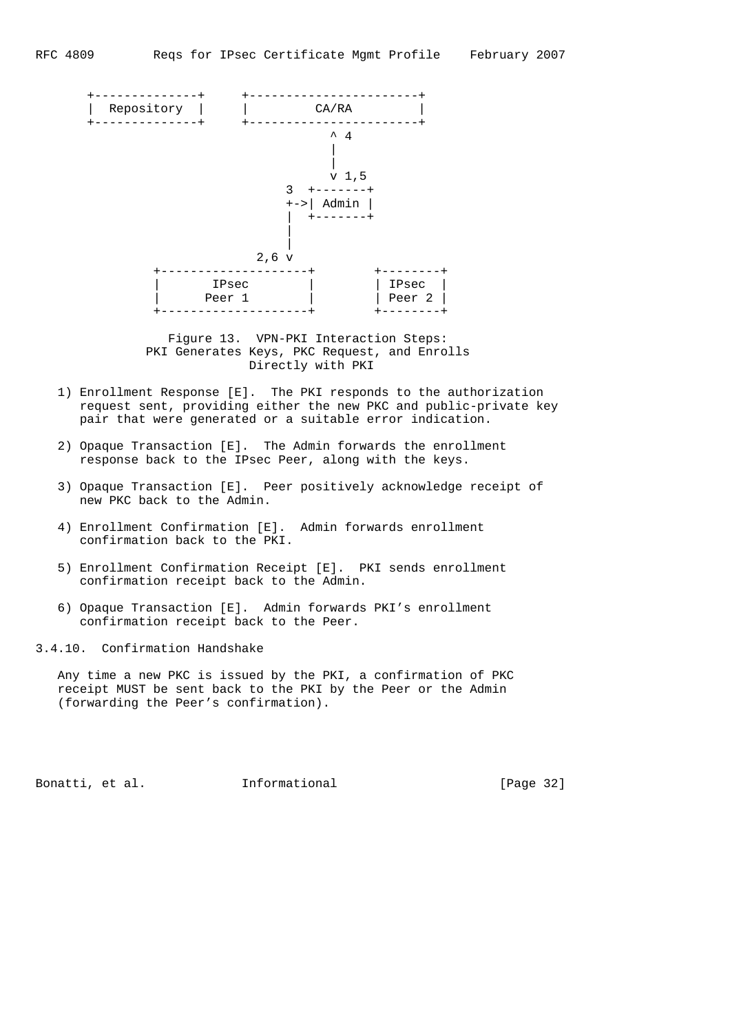```
+--------------+     +-----------------------+
|  Repository  |     |         CA/RA         |
+--------------+     +-----------------------+
                                ^ 4
                                |
                                |
                                v 1,5
                          3  +-------+
                          +->| Admin |
                          |  +-------+
                          |
                          |
                      2,6 v
              +--------------------+        +--------+
              |       IPsec        |        | IPsec  |
              |      Peer 1        |        | Peer 2 |
              +--------------------+        +--------+
```

Figure 13. VPN-PKI Interaction Steps: PKI Generates Keys, PKC Request, and Enrolls Directly with PKI

1) Enrollment Response [E]. The PKI responds to the authorization request sent, providing either the new PKC and public-private key pair that were generated or a suitable error indication.

2) Opaque Transaction [E]. The Admin forwards the enrollment response back to the IPsec Peer, along with the keys.

3) Opaque Transaction [E]. Peer positively acknowledge receipt of new PKC back to the Admin.

4) Enrollment Confirmation [E]. Admin forwards enrollment confirmation back to the PKI.

5) Enrollment Confirmation Receipt [E]. PKI sends enrollment confirmation receipt back to the Admin.

6) Opaque Transaction [E]. Admin forwards PKI's enrollment confirmation receipt back to the Peer.

### 3.4.10. Confirmation Handshake

Any time a new PKC is issued by the PKI, a confirmation of PKC receipt MUST be sent back to the PKI by the Peer or the Admin (forwarding the Peer's confirmation).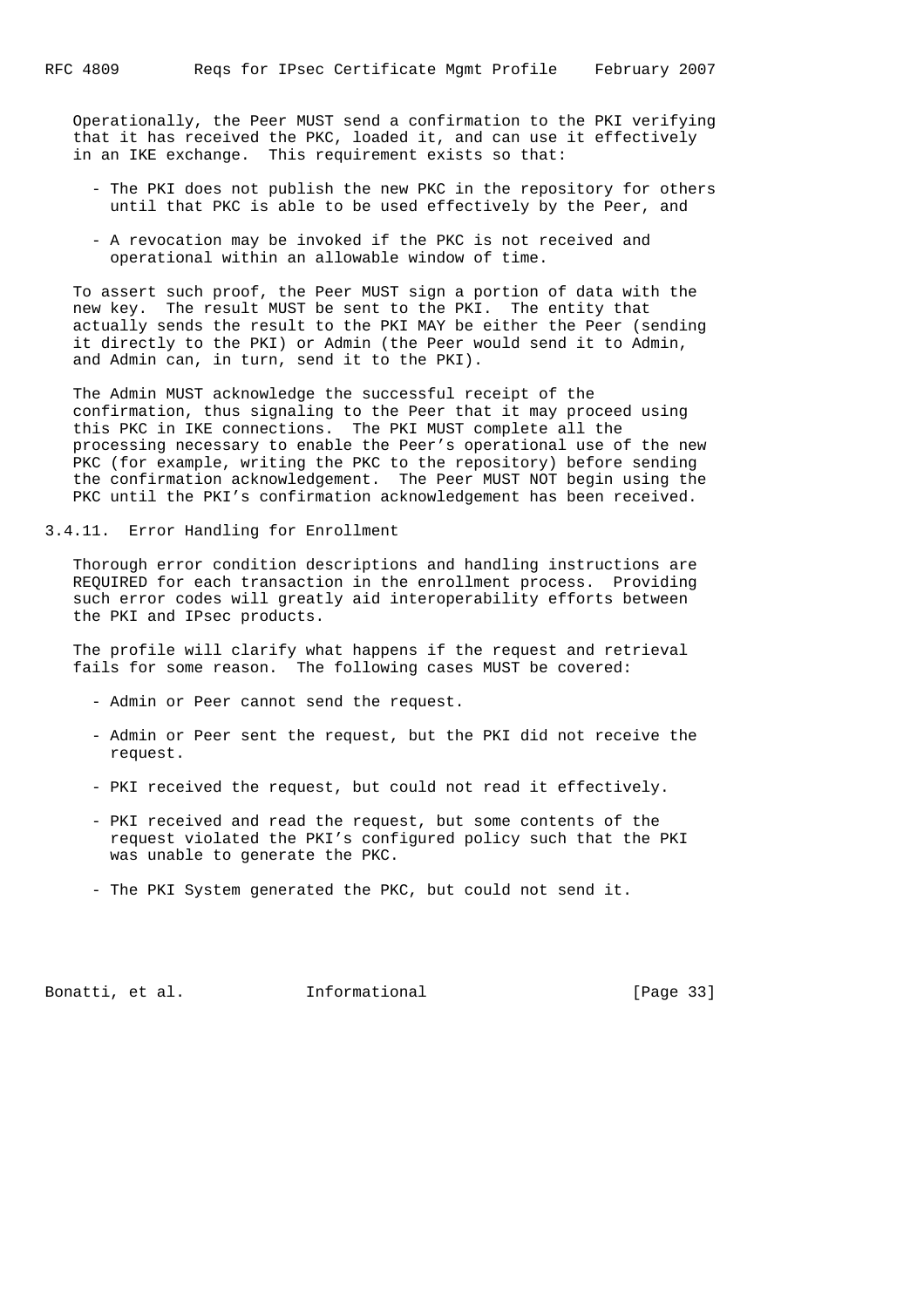Operationally, the Peer MUST send a confirmation to the PKI verifying that it has received the PKC, loaded it, and can use it effectively in an IKE exchange. This requirement exists so that:

- The PKI does not publish the new PKC in the repository for others until that PKC is able to be used effectively by the Peer, and
- A revocation may be invoked if the PKC is not received and operational within an allowable window of time.

To assert such proof, the Peer MUST sign a portion of data with the new key. The result MUST be sent to the PKI. The entity that actually sends the result to the PKI MAY be either the Peer (sending it directly to the PKI) or Admin (the Peer would send it to Admin, and Admin can, in turn, send it to the PKI).

The Admin MUST acknowledge the successful receipt of the confirmation, thus signaling to the Peer that it may proceed using this PKC in IKE connections. The PKI MUST complete all the processing necessary to enable the Peer's operational use of the new PKC (for example, writing the PKC to the repository) before sending the confirmation acknowledgement. The Peer MUST NOT begin using the PKC until the PKI's confirmation acknowledgement has been received.

### 3.4.11. Error Handling for Enrollment

Thorough error condition descriptions and handling instructions are REQUIRED for each transaction in the enrollment process. Providing such error codes will greatly aid interoperability efforts between the PKI and IPsec products.

The profile will clarify what happens if the request and retrieval fails for some reason. The following cases MUST be covered:

- Admin or Peer cannot send the request.
- Admin or Peer sent the request, but the PKI did not receive the request.
- PKI received the request, but could not read it effectively.
- PKI received and read the request, but some contents of the request violated the PKI's configured policy such that the PKI was unable to generate the PKC.
- The PKI System generated the PKC, but could not send it.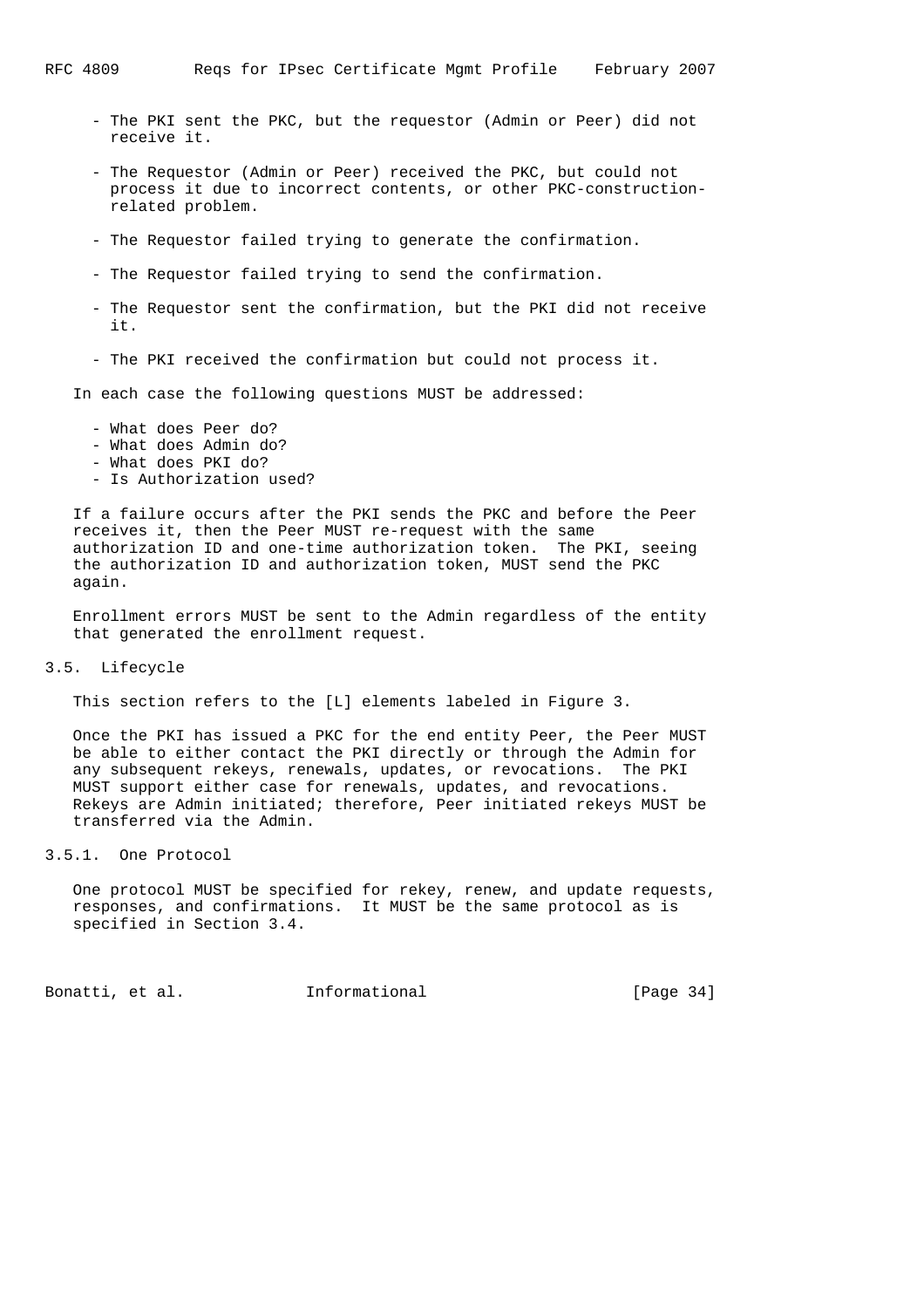- The PKI sent the PKC, but the requestor (Admin or Peer) did not receive it.

- The Requestor (Admin or Peer) received the PKC, but could not process it due to incorrect contents, or other PKC-construction-related problem.

- The Requestor failed trying to generate the confirmation.

- The Requestor failed trying to send the confirmation.

- The Requestor sent the confirmation, but the PKI did not receive it.

- The PKI received the confirmation but could not process it.

In each case the following questions MUST be addressed:

- What does Peer do?
- What does Admin do?
- What does PKI do?
- Is Authorization used?

If a failure occurs after the PKI sends the PKC and before the Peer receives it, then the Peer MUST re-request with the same authorization ID and one-time authorization token. The PKI, seeing the authorization ID and authorization token, MUST send the PKC again.

Enrollment errors MUST be sent to the Admin regardless of the entity that generated the enrollment request.

### 3.5. Lifecycle

This section refers to the [L] elements labeled in Figure 3.

Once the PKI has issued a PKC for the end entity Peer, the Peer MUST be able to either contact the PKI directly or through the Admin for any subsequent rekeys, renewals, updates, or revocations. The PKI MUST support either case for renewals, updates, and revocations. Rekeys are Admin initiated; therefore, Peer initiated rekeys MUST be transferred via the Admin.

#### 3.5.1. One Protocol

One protocol MUST be specified for rekey, renew, and update requests, responses, and confirmations. It MUST be the same protocol as is specified in Section 3.4.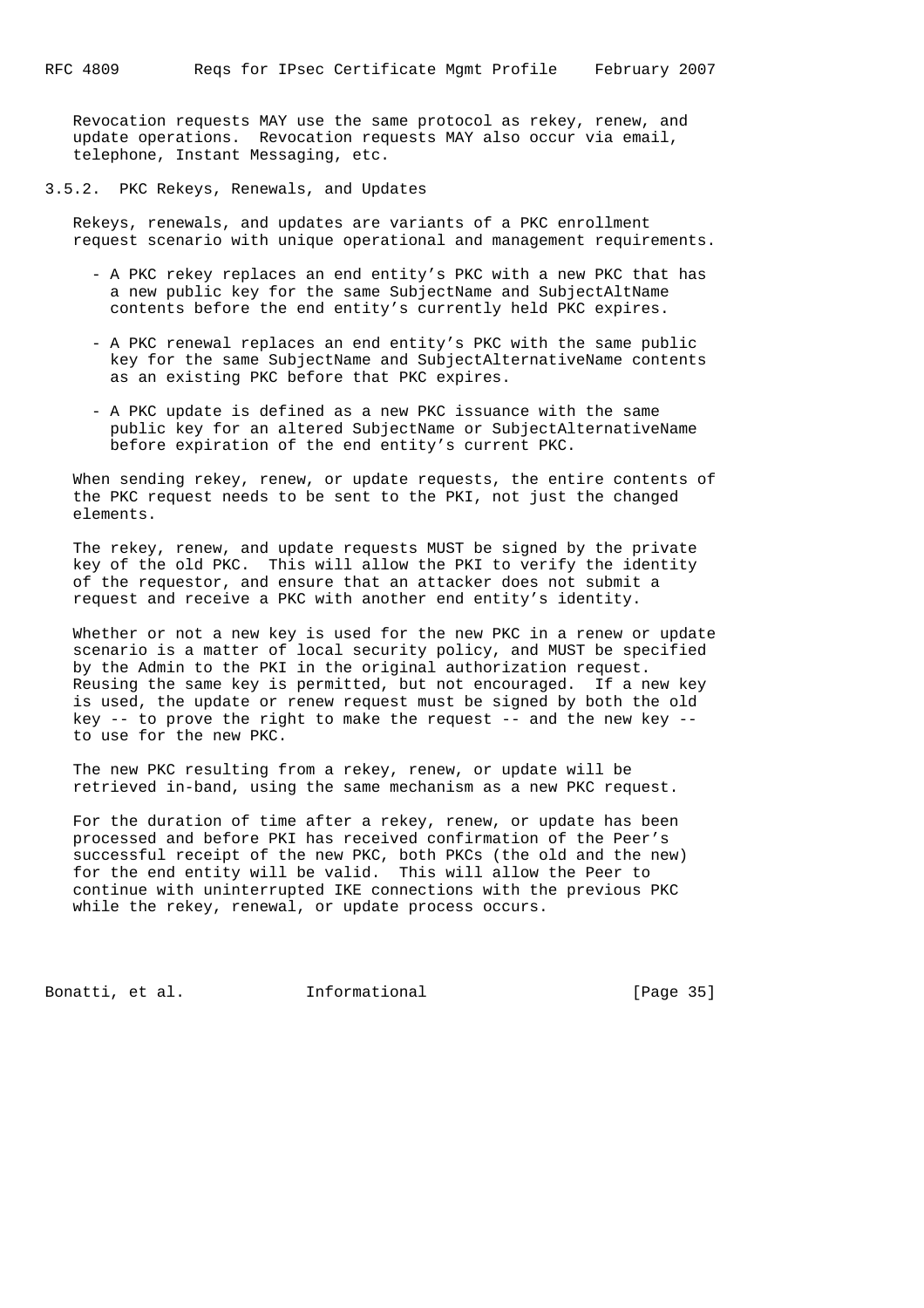Revocation requests MAY use the same protocol as rekey, renew, and update operations. Revocation requests MAY also occur via email, telephone, Instant Messaging, etc.

### 3.5.2. PKC Rekeys, Renewals, and Updates

Rekeys, renewals, and updates are variants of a PKC enrollment request scenario with unique operational and management requirements.

- A PKC rekey replaces an end entity's PKC with a new PKC that has a new public key for the same SubjectName and SubjectAltName contents before the end entity's currently held PKC expires.
- A PKC renewal replaces an end entity's PKC with the same public key for the same SubjectName and SubjectAlternativeName contents as an existing PKC before that PKC expires.
- A PKC update is defined as a new PKC issuance with the same public key for an altered SubjectName or SubjectAlternativeName before expiration of the end entity's current PKC.

When sending rekey, renew, or update requests, the entire contents of the PKC request needs to be sent to the PKI, not just the changed elements.

The rekey, renew, and update requests MUST be signed by the private key of the old PKC. This will allow the PKI to verify the identity of the requestor, and ensure that an attacker does not submit a request and receive a PKC with another end entity's identity.

Whether or not a new key is used for the new PKC in a renew or update scenario is a matter of local security policy, and MUST be specified by the Admin to the PKI in the original authorization request. Reusing the same key is permitted, but not encouraged. If a new key is used, the update or renew request must be signed by both the old key -- to prove the right to make the request -- and the new key -- to use for the new PKC.

The new PKC resulting from a rekey, renew, or update will be retrieved in-band, using the same mechanism as a new PKC request.

For the duration of time after a rekey, renew, or update has been processed and before PKI has received confirmation of the Peer's successful receipt of the new PKC, both PKCs (the old and the new) for the end entity will be valid. This will allow the Peer to continue with uninterrupted IKE connections with the previous PKC while the rekey, renewal, or update process occurs.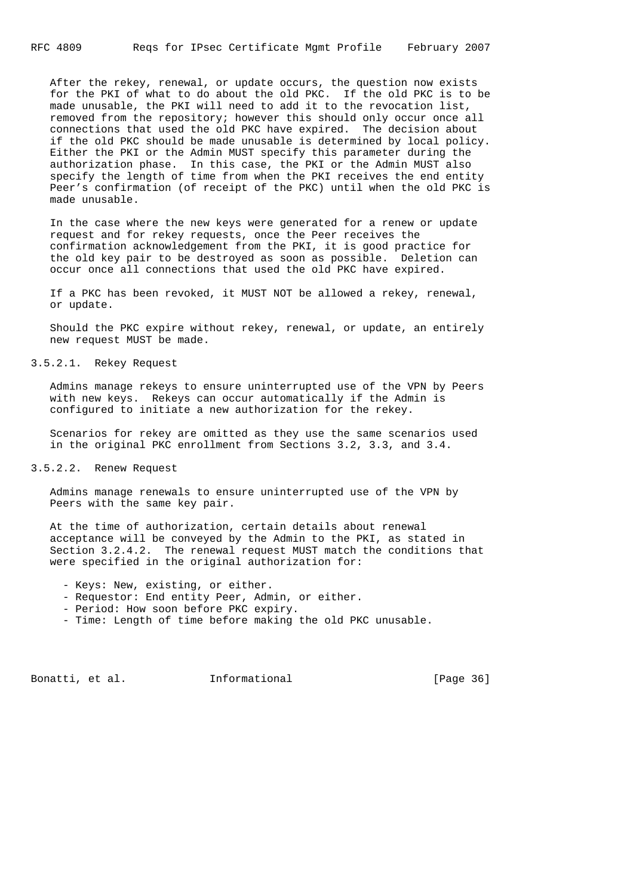After the rekey, renewal, or update occurs, the question now exists for the PKI of what to do about the old PKC. If the old PKC is to be made unusable, the PKI will need to add it to the revocation list, removed from the repository; however this should only occur once all connections that used the old PKC have expired. The decision about if the old PKC should be made unusable is determined by local policy. Either the PKI or the Admin MUST specify this parameter during the authorization phase. In this case, the PKI or the Admin MUST also specify the length of time from when the PKI receives the end entity Peer's confirmation (of receipt of the PKC) until when the old PKC is made unusable.

In the case where the new keys were generated for a renew or update request and for rekey requests, once the Peer receives the confirmation acknowledgement from the PKI, it is good practice for the old key pair to be destroyed as soon as possible. Deletion can occur once all connections that used the old PKC have expired.

If a PKC has been revoked, it MUST NOT be allowed a rekey, renewal, or update.

Should the PKC expire without rekey, renewal, or update, an entirely new request MUST be made.

#### 3.5.2.1. Rekey Request

Admins manage rekeys to ensure uninterrupted use of the VPN by Peers with new keys. Rekeys can occur automatically if the Admin is configured to initiate a new authorization for the rekey.

Scenarios for rekey are omitted as they use the same scenarios used in the original PKC enrollment from Sections 3.2, 3.3, and 3.4.

#### 3.5.2.2. Renew Request

Admins manage renewals to ensure uninterrupted use of the VPN by Peers with the same key pair.

At the time of authorization, certain details about renewal acceptance will be conveyed by the Admin to the PKI, as stated in Section 3.2.4.2. The renewal request MUST match the conditions that were specified in the original authorization for:

- Keys: New, existing, or either.
- Requestor: End entity Peer, Admin, or either.
- Period: How soon before PKC expiry.
- Time: Length of time before making the old PKC unusable.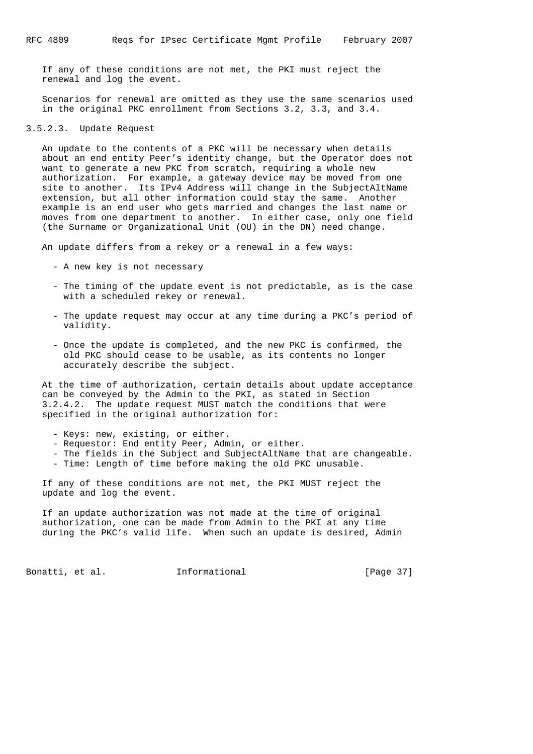If any of these conditions are not met, the PKI must reject the renewal and log the event.

Scenarios for renewal are omitted as they use the same scenarios used in the original PKC enrollment from Sections 3.2, 3.3, and 3.4.

#### 3.5.2.3. Update Request

An update to the contents of a PKC will be necessary when details about an end entity Peer's identity change, but the Operator does not want to generate a new PKC from scratch, requiring a whole new authorization. For example, a gateway device may be moved from one site to another. Its IPv4 Address will change in the SubjectAltName extension, but all other information could stay the same. Another example is an end user who gets married and changes the last name or moves from one department to another. In either case, only one field (the Surname or Organizational Unit (OU) in the DN) need change.

An update differs from a rekey or a renewal in a few ways:

- A new key is not necessary
- The timing of the update event is not predictable, as is the case with a scheduled rekey or renewal.
- The update request may occur at any time during a PKC's period of validity.
- Once the update is completed, and the new PKC is confirmed, the old PKC should cease to be usable, as its contents no longer accurately describe the subject.

At the time of authorization, certain details about update acceptance can be conveyed by the Admin to the PKI, as stated in Section 3.2.4.2. The update request MUST match the conditions that were specified in the original authorization for:

- Keys: new, existing, or either.
- Requestor: End entity Peer, Admin, or either.
- The fields in the Subject and SubjectAltName that are changeable.
- Time: Length of time before making the old PKC unusable.

If any of these conditions are not met, the PKI MUST reject the update and log the event.

If an update authorization was not made at the time of original authorization, one can be made from Admin to the PKI at any time during the PKC's valid life. When such an update is desired, Admin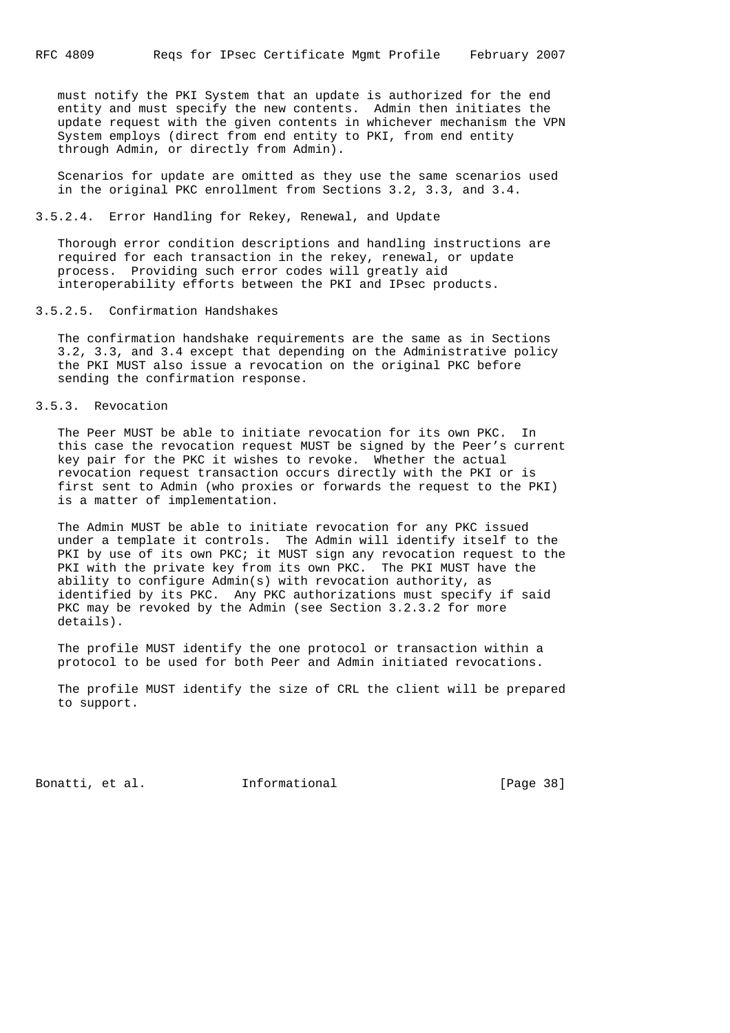must notify the PKI System that an update is authorized for the end entity and must specify the new contents. Admin then initiates the update request with the given contents in whichever mechanism the VPN System employs (direct from end entity to PKI, from end entity through Admin, or directly from Admin).

Scenarios for update are omitted as they use the same scenarios used in the original PKC enrollment from Sections 3.2, 3.3, and 3.4.

#### 3.5.2.4. Error Handling for Rekey, Renewal, and Update

Thorough error condition descriptions and handling instructions are required for each transaction in the rekey, renewal, or update process. Providing such error codes will greatly aid interoperability efforts between the PKI and IPsec products.

#### 3.5.2.5. Confirmation Handshakes

The confirmation handshake requirements are the same as in Sections 3.2, 3.3, and 3.4 except that depending on the Administrative policy the PKI MUST also issue a revocation on the original PKC before sending the confirmation response.

### 3.5.3. Revocation

The Peer MUST be able to initiate revocation for its own PKC. In this case the revocation request MUST be signed by the Peer's current key pair for the PKC it wishes to revoke. Whether the actual revocation request transaction occurs directly with the PKI or is first sent to Admin (who proxies or forwards the request to the PKI) is a matter of implementation.

The Admin MUST be able to initiate revocation for any PKC issued under a template it controls. The Admin will identify itself to the PKI by use of its own PKC; it MUST sign any revocation request to the PKI with the private key from its own PKC. The PKI MUST have the ability to configure Admin(s) with revocation authority, as identified by its PKC. Any PKC authorizations must specify if said PKC may be revoked by the Admin (see Section 3.2.3.2 for more details).

The profile MUST identify the one protocol or transaction within a protocol to be used for both Peer and Admin initiated revocations.

The profile MUST identify the size of CRL the client will be prepared to support.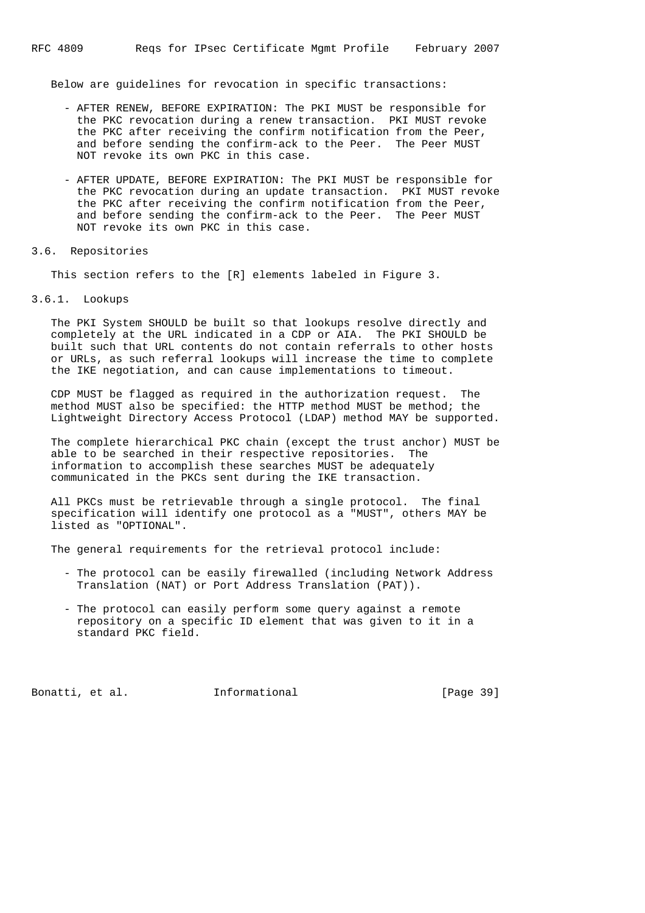Below are guidelines for revocation in specific transactions:

- AFTER RENEW, BEFORE EXPIRATION: The PKI MUST be responsible for the PKC revocation during a renew transaction. PKI MUST revoke the PKC after receiving the confirm notification from the Peer, and before sending the confirm-ack to the Peer. The Peer MUST NOT revoke its own PKC in this case.

- AFTER UPDATE, BEFORE EXPIRATION: The PKI MUST be responsible for the PKC revocation during an update transaction. PKI MUST revoke the PKC after receiving the confirm notification from the Peer, and before sending the confirm-ack to the Peer. The Peer MUST NOT revoke its own PKC in this case.

### 3.6. Repositories

This section refers to the [R] elements labeled in Figure 3.

#### 3.6.1. Lookups

The PKI System SHOULD be built so that lookups resolve directly and completely at the URL indicated in a CDP or AIA. The PKI SHOULD be built such that URL contents do not contain referrals to other hosts or URLs, as such referral lookups will increase the time to complete the IKE negotiation, and can cause implementations to timeout.

CDP MUST be flagged as required in the authorization request. The method MUST also be specified: the HTTP method MUST be method; the Lightweight Directory Access Protocol (LDAP) method MAY be supported.

The complete hierarchical PKC chain (except the trust anchor) MUST be able to be searched in their respective repositories. The information to accomplish these searches MUST be adequately communicated in the PKCs sent during the IKE transaction.

All PKCs must be retrievable through a single protocol. The final specification will identify one protocol as a "MUST", others MAY be listed as "OPTIONAL".

The general requirements for the retrieval protocol include:

- The protocol can be easily firewalled (including Network Address Translation (NAT) or Port Address Translation (PAT)).

- The protocol can easily perform some query against a remote repository on a specific ID element that was given to it in a standard PKC field.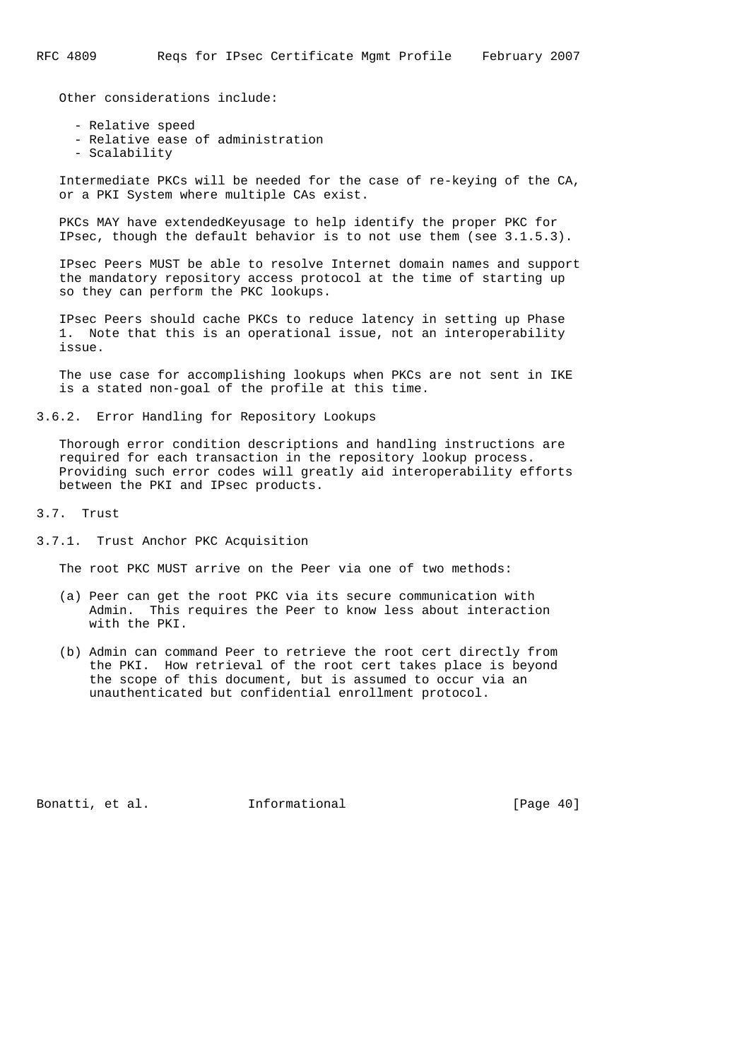Other considerations include:

- Relative speed
- Relative ease of administration
- Scalability

Intermediate PKCs will be needed for the case of re-keying of the CA, or a PKI System where multiple CAs exist.

PKCs MAY have extendedKeyusage to help identify the proper PKC for IPsec, though the default behavior is to not use them (see 3.1.5.3).

IPsec Peers MUST be able to resolve Internet domain names and support the mandatory repository access protocol at the time of starting up so they can perform the PKC lookups.

IPsec Peers should cache PKCs to reduce latency in setting up Phase 1. Note that this is an operational issue, not an interoperability issue.

The use case for accomplishing lookups when PKCs are not sent in IKE is a stated non-goal of the profile at this time.

### 3.6.2. Error Handling for Repository Lookups

Thorough error condition descriptions and handling instructions are required for each transaction in the repository lookup process. Providing such error codes will greatly aid interoperability efforts between the PKI and IPsec products.

## 3.7. Trust

### 3.7.1. Trust Anchor PKC Acquisition

The root PKC MUST arrive on the Peer via one of two methods:

(a) Peer can get the root PKC via its secure communication with Admin. This requires the Peer to know less about interaction with the PKI.

(b) Admin can command Peer to retrieve the root cert directly from the PKI. How retrieval of the root cert takes place is beyond the scope of this document, but is assumed to occur via an unauthenticated but confidential enrollment protocol.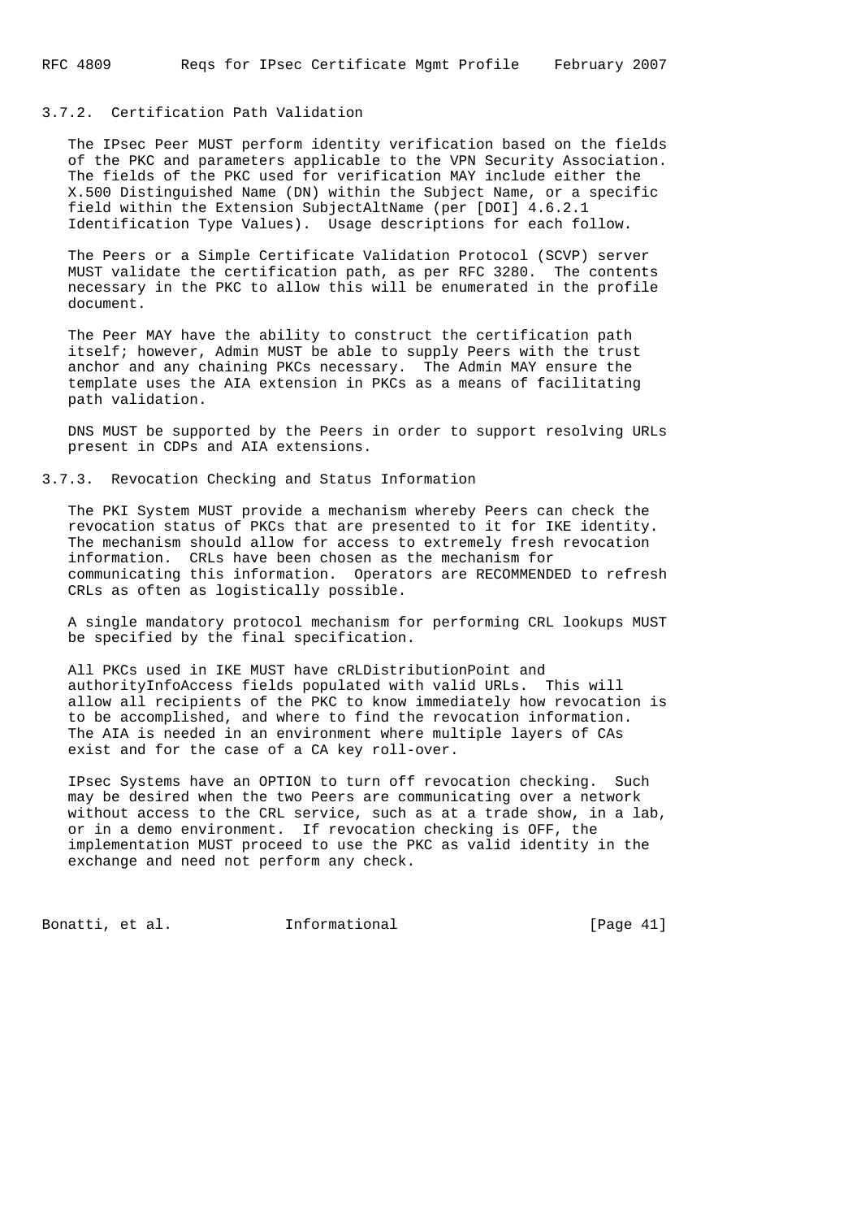### 3.7.2. Certification Path Validation

The IPsec Peer MUST perform identity verification based on the fields of the PKC and parameters applicable to the VPN Security Association. The fields of the PKC used for verification MAY include either the X.500 Distinguished Name (DN) within the Subject Name, or a specific field within the Extension SubjectAltName (per [DOI] 4.6.2.1 Identification Type Values). Usage descriptions for each follow.

The Peers or a Simple Certificate Validation Protocol (SCVP) server MUST validate the certification path, as per RFC 3280. The contents necessary in the PKC to allow this will be enumerated in the profile document.

The Peer MAY have the ability to construct the certification path itself; however, Admin MUST be able to supply Peers with the trust anchor and any chaining PKCs necessary. The Admin MAY ensure the template uses the AIA extension in PKCs as a means of facilitating path validation.

DNS MUST be supported by the Peers in order to support resolving URLs present in CDPs and AIA extensions.

### 3.7.3. Revocation Checking and Status Information

The PKI System MUST provide a mechanism whereby Peers can check the revocation status of PKCs that are presented to it for IKE identity. The mechanism should allow for access to extremely fresh revocation information. CRLs have been chosen as the mechanism for communicating this information. Operators are RECOMMENDED to refresh CRLs as often as logistically possible.

A single mandatory protocol mechanism for performing CRL lookups MUST be specified by the final specification.

All PKCs used in IKE MUST have cRLDistributionPoint and authorityInfoAccess fields populated with valid URLs. This will allow all recipients of the PKC to know immediately how revocation is to be accomplished, and where to find the revocation information. The AIA is needed in an environment where multiple layers of CAs exist and for the case of a CA key roll-over.

IPsec Systems have an OPTION to turn off revocation checking. Such may be desired when the two Peers are communicating over a network without access to the CRL service, such as at a trade show, in a lab, or in a demo environment. If revocation checking is OFF, the implementation MUST proceed to use the PKC as valid identity in the exchange and need not perform any check.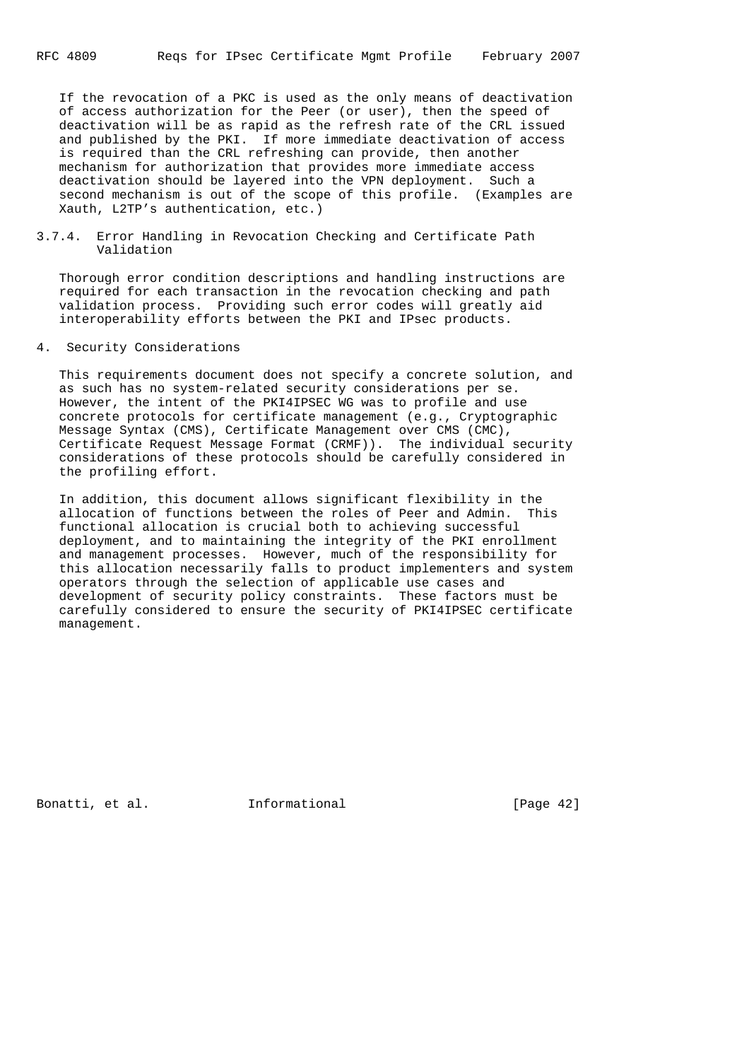If the revocation of a PKC is used as the only means of deactivation of access authorization for the Peer (or user), then the speed of deactivation will be as rapid as the refresh rate of the CRL issued and published by the PKI. If more immediate deactivation of access is required than the CRL refreshing can provide, then another mechanism for authorization that provides more immediate access deactivation should be layered into the VPN deployment. Such a second mechanism is out of the scope of this profile. (Examples are Xauth, L2TP's authentication, etc.)

#### 3.7.4. Error Handling in Revocation Checking and Certificate Path Validation

Thorough error condition descriptions and handling instructions are required for each transaction in the revocation checking and path validation process. Providing such error codes will greatly aid interoperability efforts between the PKI and IPsec products.

## 4. Security Considerations

This requirements document does not specify a concrete solution, and as such has no system-related security considerations per se. However, the intent of the PKI4IPSEC WG was to profile and use concrete protocols for certificate management (e.g., Cryptographic Message Syntax (CMS), Certificate Management over CMS (CMC), Certificate Request Message Format (CRMF)). The individual security considerations of these protocols should be carefully considered in the profiling effort.

In addition, this document allows significant flexibility in the allocation of functions between the roles of Peer and Admin. This functional allocation is crucial both to achieving successful deployment, and to maintaining the integrity of the PKI enrollment and management processes. However, much of the responsibility for this allocation necessarily falls to product implementers and system operators through the selection of applicable use cases and development of security policy constraints. These factors must be carefully considered to ensure the security of PKI4IPSEC certificate management.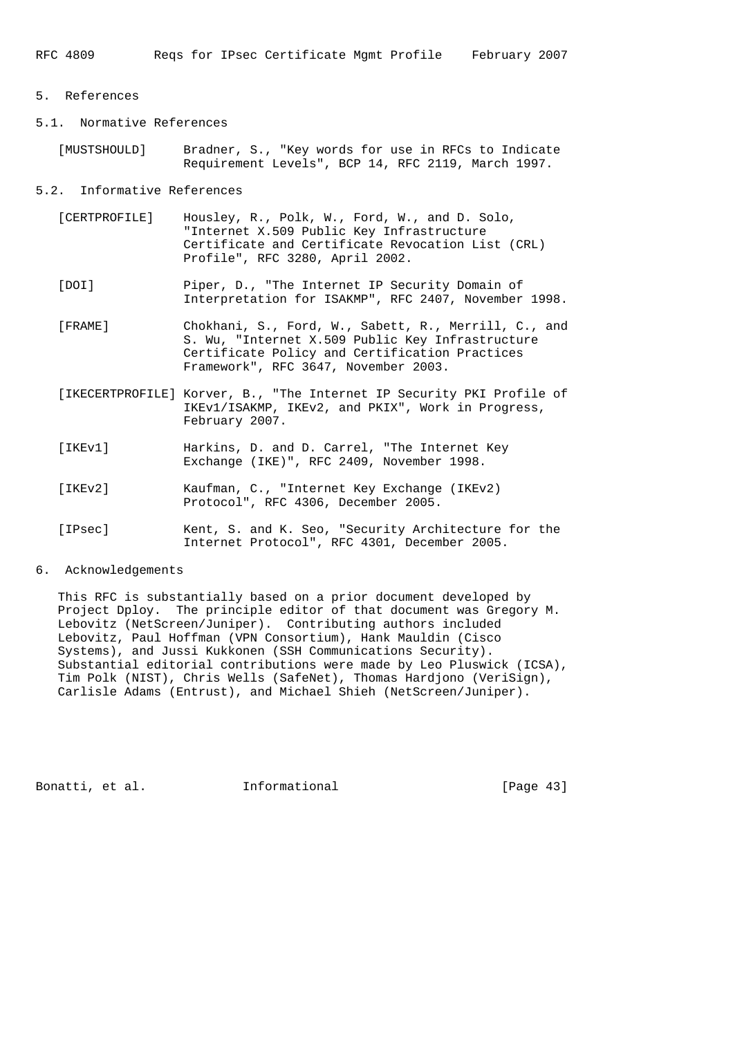# 5. References

## 5.1. Normative References

[MUSTSHOULD] Bradner, S., "Key words for use in RFCs to Indicate Requirement Levels", BCP 14, RFC 2119, March 1997.

## 5.2. Informative References

[CERTPROFILE] Housley, R., Polk, W., Ford, W., and D. Solo, "Internet X.509 Public Key Infrastructure Certificate and Certificate Revocation List (CRL) Profile", RFC 3280, April 2002.

[DOI] Piper, D., "The Internet IP Security Domain of Interpretation for ISAKMP", RFC 2407, November 1998.

[FRAME] Chokhani, S., Ford, W., Sabett, R., Merrill, C., and S. Wu, "Internet X.509 Public Key Infrastructure Certificate Policy and Certification Practices Framework", RFC 3647, November 2003.

[IKECERTPROFILE] Korver, B., "The Internet IP Security PKI Profile of IKEv1/ISAKMP, IKEv2, and PKIX", Work in Progress, February 2007.

[IKEv1] Harkins, D. and D. Carrel, "The Internet Key Exchange (IKE)", RFC 2409, November 1998.

[IKEv2] Kaufman, C., "Internet Key Exchange (IKEv2) Protocol", RFC 4306, December 2005.

[IPsec] Kent, S. and K. Seo, "Security Architecture for the Internet Protocol", RFC 4301, December 2005.

# 6. Acknowledgements

This RFC is substantially based on a prior document developed by Project Dploy. The principle editor of that document was Gregory M. Lebovitz (NetScreen/Juniper). Contributing authors included Lebovitz, Paul Hoffman (VPN Consortium), Hank Mauldin (Cisco Systems), and Jussi Kukkonen (SSH Communications Security). Substantial editorial contributions were made by Leo Pluswick (ICSA), Tim Polk (NIST), Chris Wells (SafeNet), Thomas Hardjono (VeriSign), Carlisle Adams (Entrust), and Michael Shieh (NetScreen/Juniper).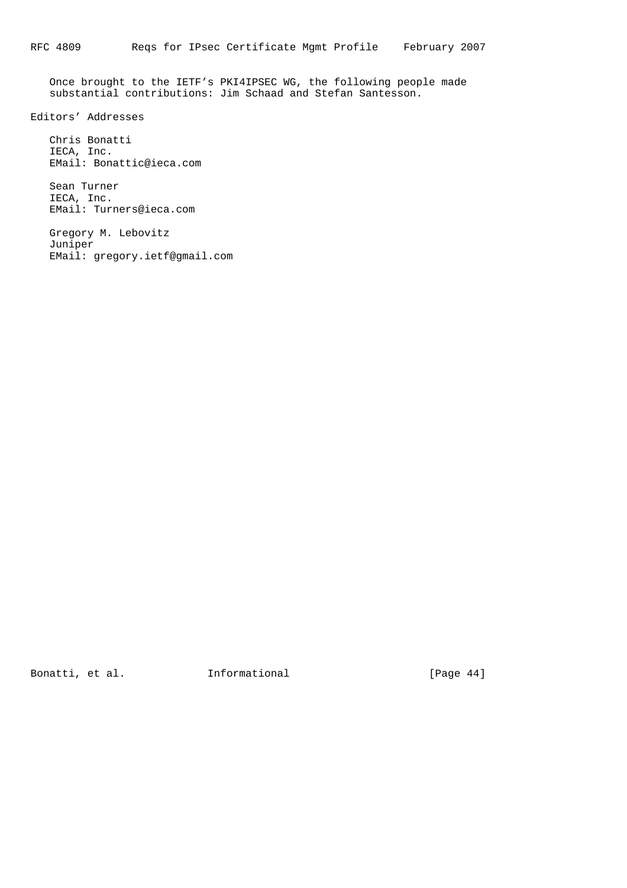Once brought to the IETF's PKI4IPSEC WG, the following people made substantial contributions: Jim Schaad and Stefan Santesson.

## Editors' Addresses

Chris Bonatti
IECA, Inc.
EMail: Bonattic@ieca.com

Sean Turner
IECA, Inc.
EMail: Turners@ieca.com

Gregory M. Lebovitz
Juniper
EMail: gregory.ietf@gmail.com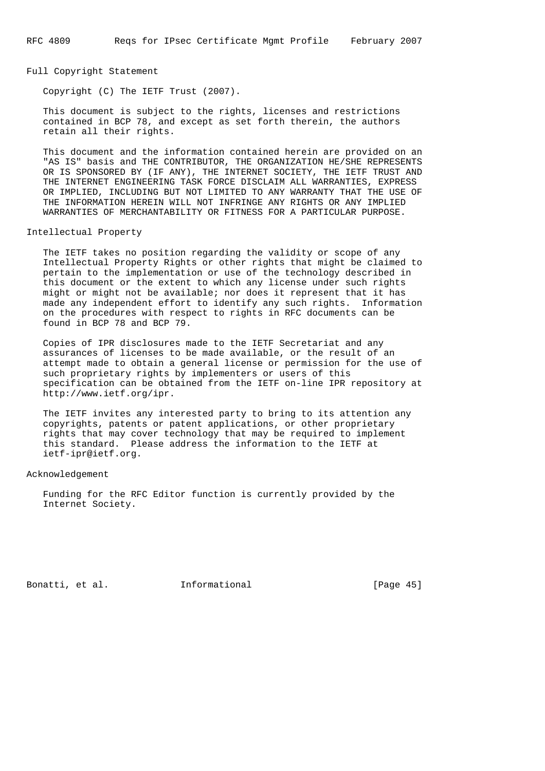## Full Copyright Statement

Copyright (C) The IETF Trust (2007).

This document is subject to the rights, licenses and restrictions contained in BCP 78, and except as set forth therein, the authors retain all their rights.

This document and the information contained herein are provided on an "AS IS" basis and THE CONTRIBUTOR, THE ORGANIZATION HE/SHE REPRESENTS OR IS SPONSORED BY (IF ANY), THE INTERNET SOCIETY, THE IETF TRUST AND THE INTERNET ENGINEERING TASK FORCE DISCLAIM ALL WARRANTIES, EXPRESS OR IMPLIED, INCLUDING BUT NOT LIMITED TO ANY WARRANTY THAT THE USE OF THE INFORMATION HEREIN WILL NOT INFRINGE ANY RIGHTS OR ANY IMPLIED WARRANTIES OF MERCHANTABILITY OR FITNESS FOR A PARTICULAR PURPOSE.

## Intellectual Property

The IETF takes no position regarding the validity or scope of any Intellectual Property Rights or other rights that might be claimed to pertain to the implementation or use of the technology described in this document or the extent to which any license under such rights might or might not be available; nor does it represent that it has made any independent effort to identify any such rights. Information on the procedures with respect to rights in RFC documents can be found in BCP 78 and BCP 79.

Copies of IPR disclosures made to the IETF Secretariat and any assurances of licenses to be made available, or the result of an attempt made to obtain a general license or permission for the use of such proprietary rights by implementers or users of this specification can be obtained from the IETF on-line IPR repository at http://www.ietf.org/ipr.

The IETF invites any interested party to bring to its attention any copyrights, patents or patent applications, or other proprietary rights that may cover technology that may be required to implement this standard. Please address the information to the IETF at ietf-ipr@ietf.org.

## Acknowledgement

Funding for the RFC Editor function is currently provided by the Internet Society.